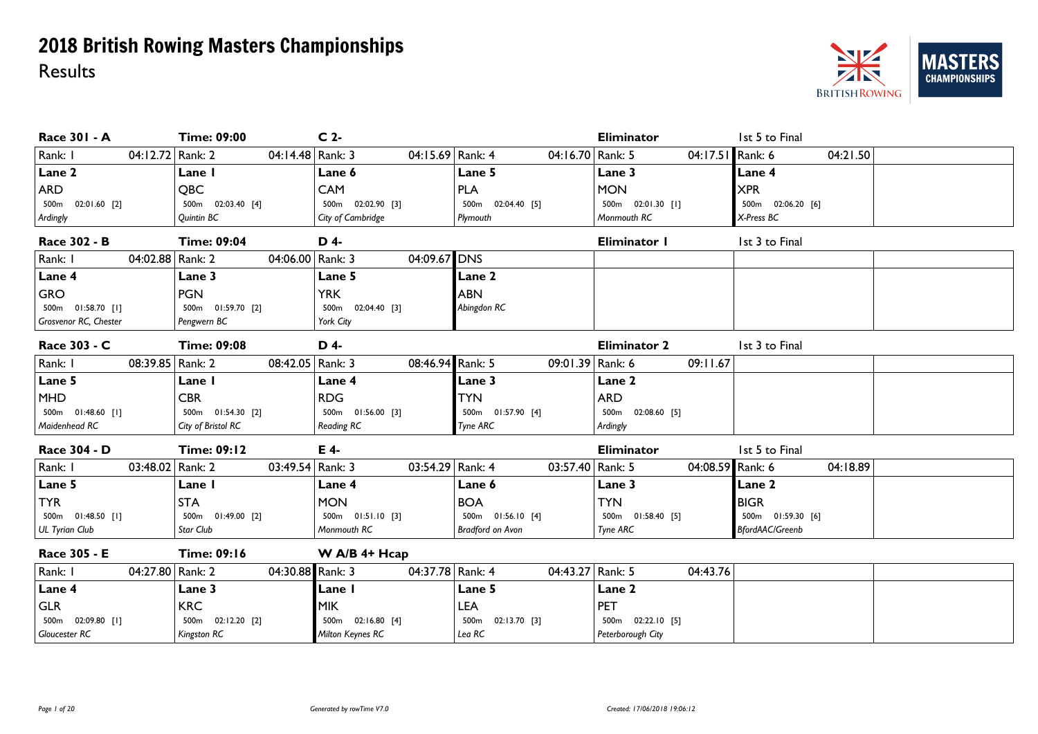# 2018 British Rowing Masters Championships

Results

**Race 301 - A** | **Time: 09:00** | **C 2-** | **Eliminator** | 1st 5 to Final

| Rank: 1 04:12.72 | Rank: 2 04:14.48 | Rank: 3 04:15.69 | Rank: 4 04:16.70 | Rank: 5 04:17.51 | Rank: 6 04:21.50 |
|---|---|---|---|---|---|
| **Lane 2** | **Lane 1** | **Lane 6** | **Lane 5** | **Lane 3** | **Lane 4** |
| ARD | QBC | CAM | PLA | MON | XPR |
| 500m 02:01.60 [2] | 500m 02:03.40 [4] | 500m 02:02.90 [3] | 500m 02:04.40 [5] | 500m 02:01.30 [1] | 500m 02:06.20 [6] |
| *Ardingly* | *Quintin BC* | *City of Cambridge* | *Plymouth* | *Monmouth RC* | *X-Press BC* |

**Race 302 - B** | **Time: 09:04** | **D 4-** | **Eliminator 1** | 1st 3 to Final

| Rank: 1 04:02.88 | Rank: 2 04:06.00 | Rank: 3 04:09.67 | DNS |
|---|---|---|---|
| **Lane 4** | **Lane 3** | **Lane 5** | **Lane 2** |
| GRO | PGN | YRK | ABN |
| 500m 01:58.70 [1] | 500m 01:59.70 [2] | 500m 02:04.40 [3] | *Abingdon RC* |
| *Grosvenor RC, Chester* | *Pengwern BC* | *York City* | |

**Race 303 - C** | **Time: 09:08** | **D 4-** | **Eliminator 2** | 1st 3 to Final

| Rank: 1 08:39.85 | Rank: 2 08:42.05 | Rank: 3 08:46.94 | Rank: 5 09:01.39 | Rank: 6 09:11.67 |
|---|---|---|---|---|
| **Lane 5** | **Lane 1** | **Lane 4** | **Lane 3** | **Lane 2** |
| MHD | CBR | RDG | TYN | ARD |
| 500m 01:48.60 [1] | 500m 01:54.30 [2] | 500m 01:56.00 [3] | 500m 01:57.90 [4] | 500m 02:08.60 [5] |
| *Maidenhead RC* | *City of Bristol RC* | *Reading RC* | *Tyne ARC* | *Ardingly* |

**Race 304 - D** | **Time: 09:12** | **E 4-** | **Eliminator** | 1st 5 to Final

| Rank: 1 03:48.02 | Rank: 2 03:49.54 | Rank: 3 03:54.29 | Rank: 4 03:57.40 | Rank: 5 04:08.59 | Rank: 6 04:18.89 |
|---|---|---|---|---|---|
| **Lane 5** | **Lane 1** | **Lane 4** | **Lane 6** | **Lane 3** | **Lane 2** |
| TYR | STA | MON | BOA | TYN | BIGR |
| 500m 01:48.50 [1] | 500m 01:49.00 [2] | 500m 01:51.10 [3] | 500m 01:56.10 [4] | 500m 01:58.40 [5] | 500m 01:59.30 [6] |
| *UL Tyrian Club* | *Star Club* | *Monmouth RC* | *Bradford on Avon* | *Tyne ARC* | *BfordAAC/Greenb* |

**Race 305 - E** | **Time: 09:16** | **W A/B 4+ Hcap**

| Rank: 1 04:27.80 | Rank: 2 04:30.88 | Rank: 3 04:37.78 | Rank: 4 04:43.27 | Rank: 5 04:43.76 |
|---|---|---|---|---|
| **Lane 4** | **Lane 3** | **Lane 1** | **Lane 5** | **Lane 2** |
| GLR | KRC | MIK | LEA | PET |
| 500m 02:09.80 [1] | 500m 02:12.20 [2] | 500m 02:16.80 [4] | 500m 02:13.70 [3] | 500m 02:22.10 [5] |
| *Gloucester RC* | *Kingston RC* | *Milton Keynes RC* | *Lea RC* | *Peterborough City* |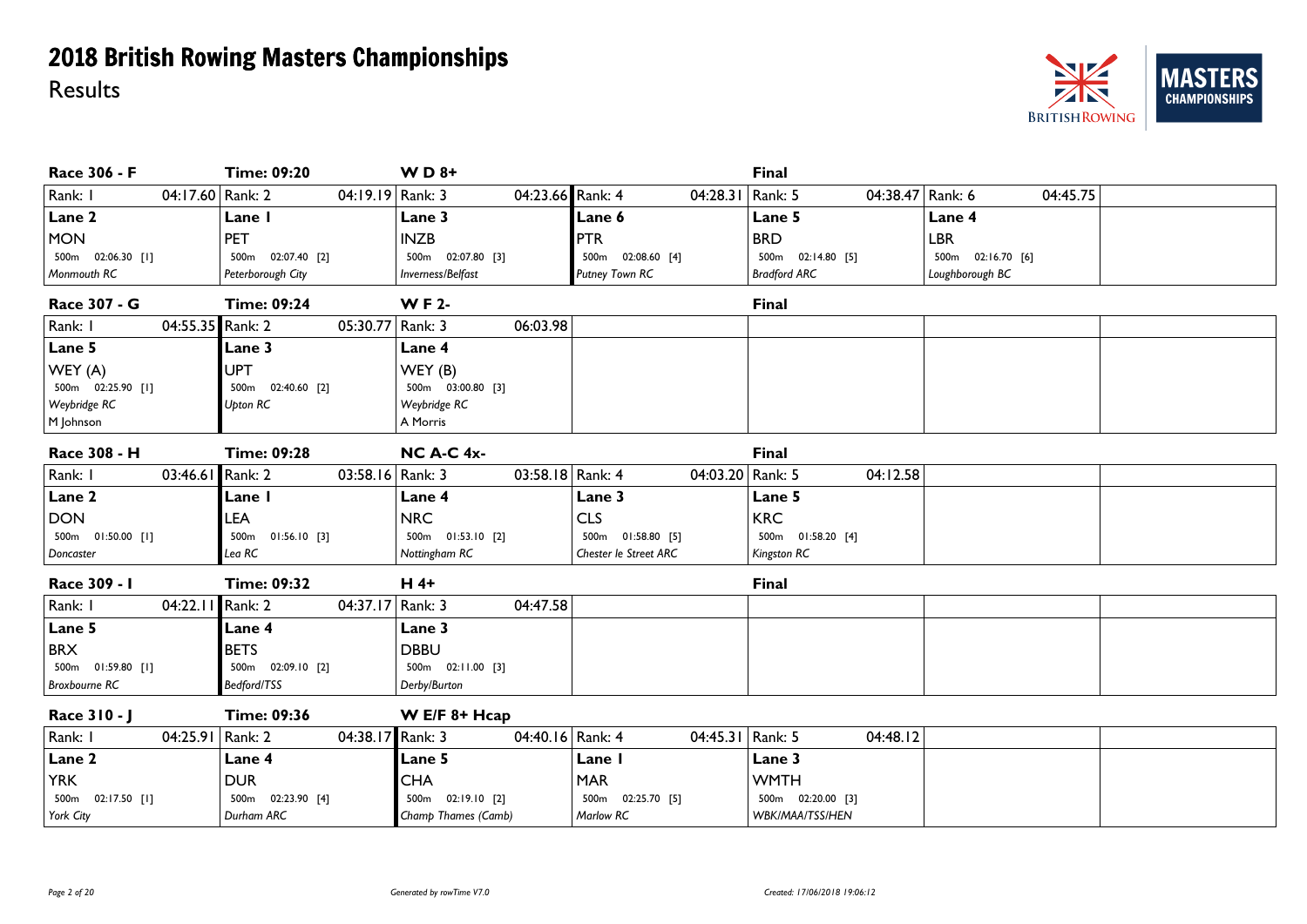# 2018 British Rowing Masters Championships

Results

**Race 306 - F** | **Time: 09:20** | **W D 8+** | **Final**

| Rank: 1 04:17.60 | Rank: 2 04:19.19 | Rank: 3 04:23.66 | Rank: 4 04:28.31 | Rank: 5 04:38.47 | Rank: 6 04:45.75 |
|---|---|---|---|---|---|
| **Lane 2** | **Lane 1** | **Lane 3** | **Lane 6** | **Lane 5** | **Lane 4** |
| MON | PET | INZB | PTR | BRD | LBR |
| 500m 02:06.30 [1] | 500m 02:07.40 [2] | 500m 02:07.80 [3] | 500m 02:08.60 [4] | 500m 02:14.80 [5] | 500m 02:16.70 [6] |
| *Monmouth RC* | *Peterborough City* | *Inverness/Belfast* | *Putney Town RC* | *Bradford ARC* | *Loughborough BC* |

**Race 307 - G** | **Time: 09:24** | **W F 2-** | **Final**

| Rank: 1 04:55.35 | Rank: 2 05:30.77 | Rank: 3 06:03.98 |
|---|---|---|
| **Lane 5** | **Lane 3** | **Lane 4** |
| WEY (A) | UPT | WEY (B) |
| 500m 02:25.90 [1] | 500m 02:40.60 [2] | 500m 03:00.80 [3] |
| *Weybridge RC* | *Upton RC* | *Weybridge RC* |
| M Johnson | | A Morris |

**Race 308 - H** | **Time: 09:28** | **NC A-C 4x-** | **Final**

| Rank: 1 03:46.61 | Rank: 2 03:58.16 | Rank: 3 03:58.18 | Rank: 4 04:03.20 | Rank: 5 04:12.58 |
|---|---|---|---|---|
| **Lane 2** | **Lane 1** | **Lane 4** | **Lane 3** | **Lane 5** |
| DON | LEA | NRC | CLS | KRC |
| 500m 01:50.00 [1] | 500m 01:56.10 [3] | 500m 01:53.10 [2] | 500m 01:58.80 [5] | 500m 01:58.20 [4] |
| *Doncaster* | *Lea RC* | *Nottingham RC* | *Chester le Street ARC* | *Kingston RC* |

**Race 309 - I** | **Time: 09:32** | **H 4+** | **Final**

| Rank: 1 04:22.11 | Rank: 2 04:37.17 | Rank: 3 04:47.58 |
|---|---|---|
| **Lane 5** | **Lane 4** | **Lane 3** |
| BRX | BETS | DBBU |
| 500m 01:59.80 [1] | 500m 02:09.10 [2] | 500m 02:11.00 [3] |
| *Broxbourne RC* | *Bedford/TSS* | *Derby/Burton* |

**Race 310 - J** | **Time: 09:36** | **W E/F 8+ Hcap**

| Rank: 1 04:25.91 | Rank: 2 04:38.17 | Rank: 3 04:40.16 | Rank: 4 04:45.31 | Rank: 5 04:48.12 |
|---|---|---|---|---|
| **Lane 2** | **Lane 4** | **Lane 5** | **Lane 1** | **Lane 3** |
| YRK | DUR | CHA | MAR | WMTH |
| 500m 02:17.50 [1] | 500m 02:23.90 [4] | 500m 02:19.10 [2] | 500m 02:25.70 [5] | 500m 02:20.00 [3] |
| *York City* | *Durham ARC* | *Champ Thames (Camb)* | *Marlow RC* | *WBK/MAA/TSS/HEN* |

*Generated by rowTime V7.0* *Created: 17/06/2018 19:06:12*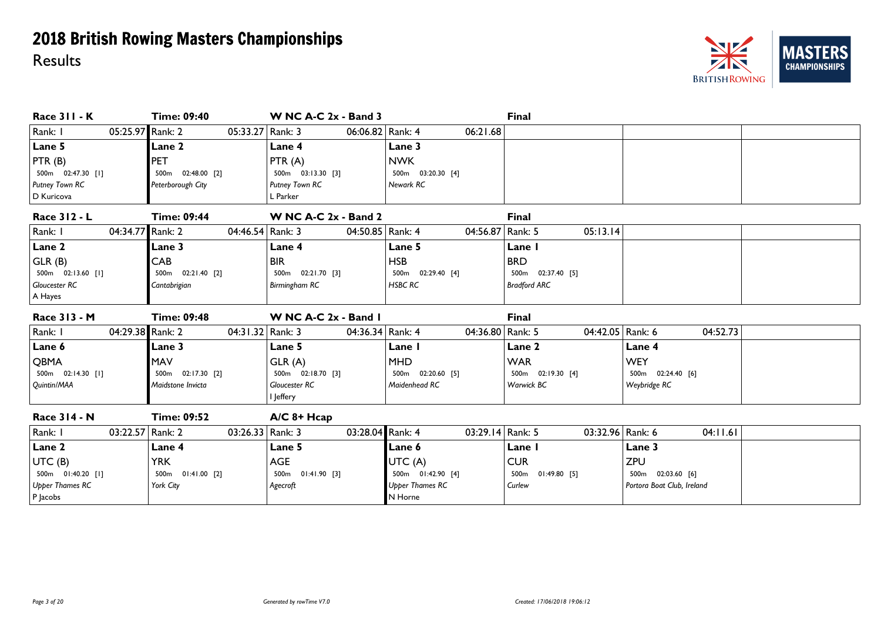# 2018 British Rowing Masters Championships

Results

**Race 311 - K** | **Time: 09:40** | **W NC A-C 2x - Band 3** | **Final**

| | | | |
|---|---|---|---|
| Rank: 1 05:25.97 | Rank: 2 05:33.27 | Rank: 3 06:06.82 | Rank: 4 06:21.68 |
| **Lane 5** | **Lane 2** | **Lane 4** | **Lane 3** |
| PTR (B) | PET | PTR (A) | NWK |
| 500m 02:47.30 [1] | 500m 02:48.00 [2] | 500m 03:13.30 [3] | 500m 03:20.30 [4] |
| *Putney Town RC* | *Peterborough City* | *Putney Town RC* | *Newark RC* |
| D Kuricova | | L Parker | |

**Race 312 - L** | **Time: 09:44** | **W NC A-C 2x - Band 2** | **Final**

| | | | | |
|---|---|---|---|---|
| Rank: 1 04:34.77 | Rank: 2 04:46.54 | Rank: 3 04:50.85 | Rank: 4 04:56.87 | Rank: 5 05:13.14 |
| **Lane 2** | **Lane 3** | **Lane 4** | **Lane 5** | **Lane 1** |
| GLR (B) | CAB | BIR | HSB | BRD |
| 500m 02:13.60 [1] | 500m 02:21.40 [2] | 500m 02:21.70 [3] | 500m 02:29.40 [4] | 500m 02:37.40 [5] |
| *Gloucester RC* | *Cantabrigian* | *Birmingham RC* | *HSBC RC* | *Bradford ARC* |
| A Hayes | | | | |

**Race 313 - M** | **Time: 09:48** | **W NC A-C 2x - Band 1** | **Final**

| | | | | | |
|---|---|---|---|---|---|
| Rank: 1 04:29.38 | Rank: 2 04:31.32 | Rank: 3 04:36.34 | Rank: 4 04:36.80 | Rank: 5 04:42.05 | Rank: 6 04:52.73 |
| **Lane 6** | **Lane 3** | **Lane 5** | **Lane 1** | **Lane 2** | **Lane 4** |
| QBMA | MAV | GLR (A) | MHD | WAR | WEY |
| 500m 02:14.30 [1] | 500m 02:17.30 [2] | 500m 02:18.70 [3] | 500m 02:20.60 [5] | 500m 02:19.30 [4] | 500m 02:24.40 [6] |
| *Quintin/MAA* | *Maidstone Invicta* | *Gloucester RC* | *Maidenhead RC* | *Warwick BC* | *Weybridge RC* |
| | | I Jeffery | | | |

**Race 314 - N** | **Time: 09:52** | **A/C 8+ Hcap**

| | | | | | |
|---|---|---|---|---|---|
| Rank: 1 03:22.57 | Rank: 2 03:26.33 | Rank: 3 03:28.04 | Rank: 4 03:29.14 | Rank: 5 03:32.96 | Rank: 6 04:11.61 |
| **Lane 2** | **Lane 4** | **Lane 5** | **Lane 6** | **Lane 1** | **Lane 3** |
| UTC (B) | YRK | AGE | UTC (A) | CUR | ZPU |
| 500m 01:40.20 [1] | 500m 01:41.00 [2] | 500m 01:41.90 [3] | 500m 01:42.90 [4] | 500m 01:49.80 [5] | 500m 02:03.60 [6] |
| *Upper Thames RC* | *York City* | *Agecroft* | *Upper Thames RC* | *Curlew* | *Portora Boat Club, Ireland* |
| P Jacobs | | | N Horne | | |

*Generated by rowTime V7.0* *Created: 17/06/2018 19:06:12*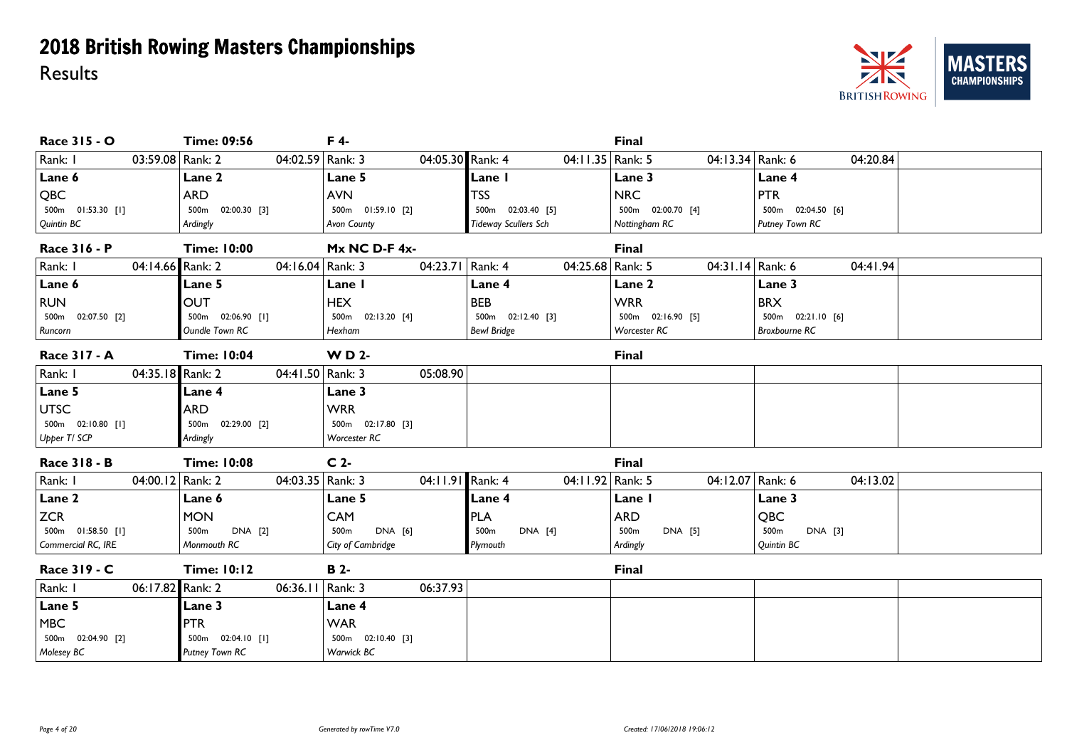# 2018 British Rowing Masters Championships

Results

## Race 315 - O | Time: 09:56 | F 4- | Final

| Rank: 1 03:59.08 | Rank: 2 04:02.59 | Rank: 3 04:05.30 | Rank: 4 04:11.35 | Rank: 5 04:13.34 | Rank: 6 04:20.84 |
|---|---|---|---|---|---|
| **Lane 6** | **Lane 2** | **Lane 5** | **Lane 1** | **Lane 3** | **Lane 4** |
| QBC | ARD | AVN | TSS | NRC | PTR |
| 500m 01:53.30 [1] | 500m 02:00.30 [3] | 500m 01:59.10 [2] | 500m 02:03.40 [5] | 500m 02:00.70 [4] | 500m 02:04.50 [6] |
| *Quintin BC* | *Ardingly* | *Avon County* | *Tideway Scullers Sch* | *Nottingham RC* | *Putney Town RC* |

## Race 316 - P | Time: 10:00 | Mx NC D-F 4x- | Final

| Rank: 1 04:14.66 | Rank: 2 04:16.04 | Rank: 3 04:23.71 | Rank: 4 04:25.68 | Rank: 5 04:31.14 | Rank: 6 04:41.94 |
|---|---|---|---|---|---|
| **Lane 6** | **Lane 5** | **Lane 1** | **Lane 4** | **Lane 2** | **Lane 3** |
| RUN | OUT | HEX | BEB | WRR | BRX |
| 500m 02:07.50 [2] | 500m 02:06.90 [1] | 500m 02:13.20 [4] | 500m 02:12.40 [3] | 500m 02:16.90 [5] | 500m 02:21.10 [6] |
| *Runcorn* | *Oundle Town RC* | *Hexham* | *Bewl Bridge* | *Worcester RC* | *Broxbourne RC* |

## Race 317 - A | Time: 10:04 | W D 2- | Final

| Rank: 1 04:35.18 | Rank: 2 04:41.50 | Rank: 3 05:08.90 |
|---|---|---|
| **Lane 5** | **Lane 4** | **Lane 3** |
| UTSC | ARD | WRR |
| 500m 02:10.80 [1] | 500m 02:29.00 [2] | 500m 02:17.80 [3] |
| *Upper T/ SCP* | *Ardingly* | *Worcester RC* |

## Race 318 - B | Time: 10:08 | C 2- | Final

| Rank: 1 04:00.12 | Rank: 2 04:03.35 | Rank: 3 04:11.91 | Rank: 4 04:11.92 | Rank: 5 04:12.07 | Rank: 6 04:13.02 |
|---|---|---|---|---|---|
| **Lane 2** | **Lane 6** | **Lane 5** | **Lane 4** | **Lane 1** | **Lane 3** |
| ZCR | MON | CAM | PLA | ARD | QBC |
| 500m 01:58.50 [1] | 500m DNA [2] | 500m DNA [6] | 500m DNA [4] | 500m DNA [5] | 500m DNA [3] |
| *Commercial RC, IRE* | *Monmouth RC* | *City of Cambridge* | *Plymouth* | *Ardingly* | *Quintin BC* |

## Race 319 - C | Time: 10:12 | B 2- | Final

| Rank: 1 06:17.82 | Rank: 2 06:36.11 | Rank: 3 06:37.93 |
|---|---|---|
| **Lane 5** | **Lane 3** | **Lane 4** |
| MBC | PTR | WAR |
| 500m 02:04.90 [2] | 500m 02:04.10 [1] | 500m 02:10.40 [3] |
| *Molesey BC* | *Putney Town RC* | *Warwick BC* |

Generated by rowTime V7.0

Created: 17/06/2018 19:06:12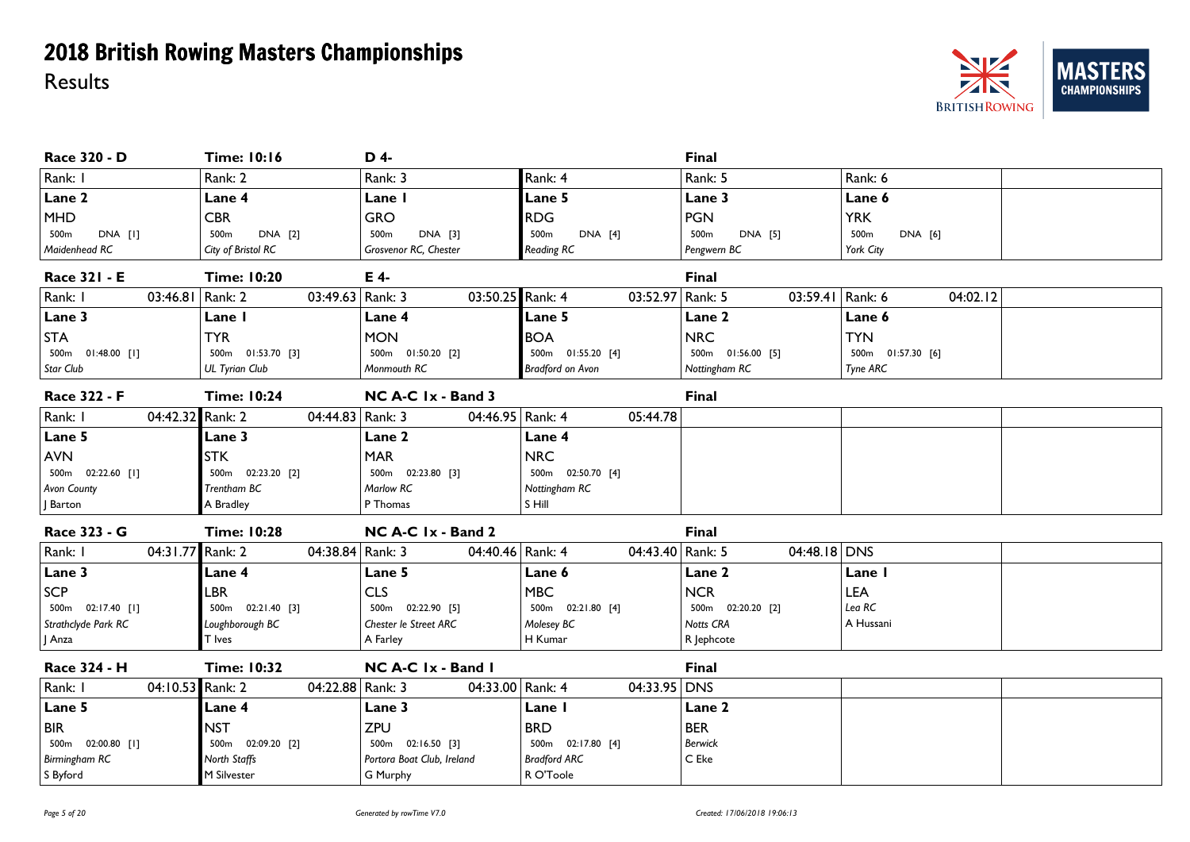# 2018 British Rowing Masters Championships

Results

## Race 320 - D | Time: 10:16 | D 4- | Final

| Rank: 1 | Rank: 2 | Rank: 3 | Rank: 4 | Rank: 5 | Rank: 6 |
|---|---|---|---|---|---|
| Lane 2 | Lane 4 | Lane 1 | Lane 5 | Lane 3 | Lane 6 |
| MHD | CBR | GRO | RDG | PGN | YRK |
| 500m DNA [1] | 500m DNA [2] | 500m DNA [3] | 500m DNA [4] | 500m DNA [5] | 500m DNA [6] |
| Maidenhead RC | City of Bristol RC | Grosvenor RC, Chester | Reading RC | Pengwern BC | York City |

## Race 321 - E | Time: 10:20 | E 4- | Final

| Rank: 1 03:46.81 | Rank: 2 03:49.63 | Rank: 3 03:50.25 | Rank: 4 03:52.97 | Rank: 5 03:59.41 | Rank: 6 04:02.12 |
|---|---|---|---|---|---|
| Lane 3 | Lane 1 | Lane 4 | Lane 5 | Lane 2 | Lane 6 |
| STA | TYR | MON | BOA | NRC | TYN |
| 500m 01:48.00 [1] | 500m 01:53.70 [3] | 500m 01:50.20 [2] | 500m 01:55.20 [4] | 500m 01:56.00 [5] | 500m 01:57.30 [6] |
| Star Club | UL Tyrian Club | Monmouth RC | Bradford on Avon | Nottingham RC | Tyne ARC |

## Race 322 - F | Time: 10:24 | NC A-C 1x - Band 3 | Final

| Rank: 1 04:42.32 | Rank: 2 04:44.83 | Rank: 3 04:46.95 | Rank: 4 05:44.78 |
|---|---|---|---|
| Lane 5 | Lane 3 | Lane 2 | Lane 4 |
| AVN | STK | MAR | NRC |
| 500m 02:22.60 [1] | 500m 02:23.20 [2] | 500m 02:23.80 [3] | 500m 02:50.70 [4] |
| Avon County | Trentham BC | Marlow RC | Nottingham RC |
| J Barton | A Bradley | P Thomas | S Hill |

## Race 323 - G | Time: 10:28 | NC A-C 1x - Band 2 | Final

| Rank: 1 04:31.77 | Rank: 2 04:38.84 | Rank: 3 04:40.46 | Rank: 4 04:43.40 | Rank: 5 04:48.18 | DNS |
|---|---|---|---|---|---|
| Lane 3 | Lane 4 | Lane 5 | Lane 6 | Lane 2 | Lane 1 |
| SCP | LBR | CLS | MBC | NCR | LEA |
| 500m 02:17.40 [1] | 500m 02:21.40 [3] | 500m 02:22.90 [5] | 500m 02:21.80 [4] | 500m 02:20.20 [2] | Lea RC |
| Strathclyde Park RC | Loughborough BC | Chester le Street ARC | Molesey BC | Notts CRA | A Hussani |
| J Anza | T Ives | A Farley | H Kumar | R Jephcote | |

## Race 324 - H | Time: 10:32 | NC A-C 1x - Band 1 | Final

| Rank: 1 04:10.53 | Rank: 2 04:22.88 | Rank: 3 04:33.00 | Rank: 4 04:33.95 | DNS |
|---|---|---|---|---|
| Lane 5 | Lane 4 | Lane 3 | Lane 1 | Lane 2 |
| BIR | NST | ZPU | BRD | BER |
| 500m 02:00.80 [1] | 500m 02:09.20 [2] | 500m 02:16.50 [3] | 500m 02:17.80 [4] | Berwick |
| Birmingham RC | North Staffs | Portora Boat Club, Ireland | Bradford ARC | C Eke |
| S Byford | M Silvester | G Murphy | R O'Toole | |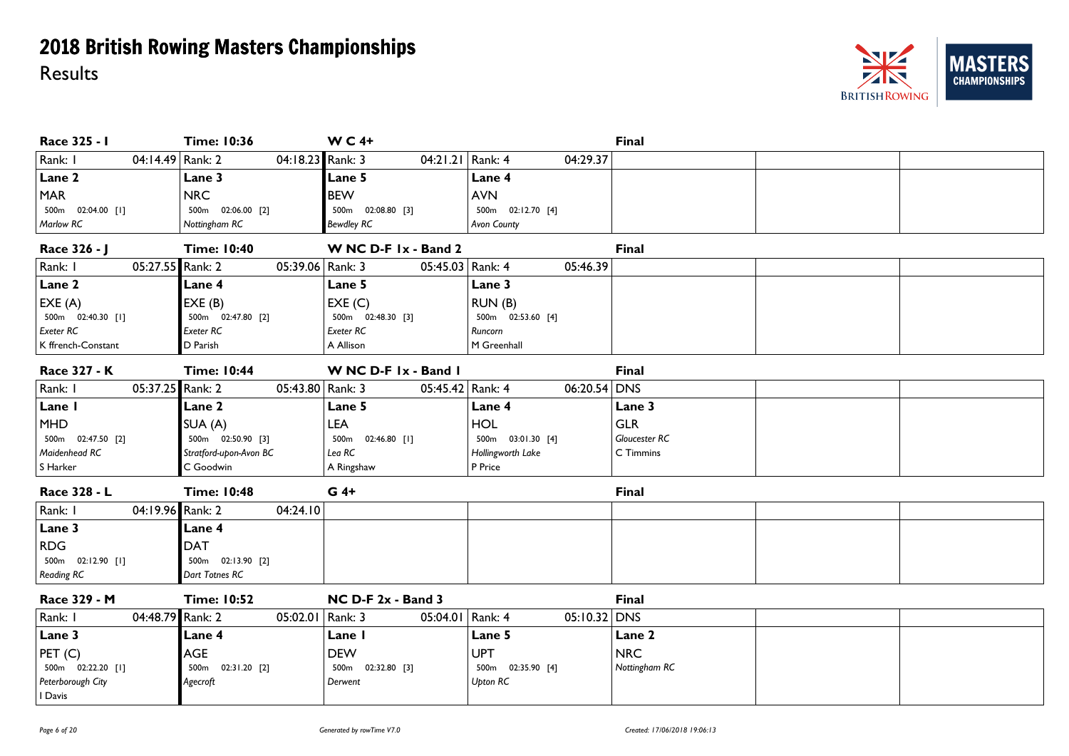# 2018 British Rowing Masters Championships

Results

### Race 325 - I | Time: 10:36 | W C 4+ | Final

| | | | | | | |
|---|---|---|---|---|---|---|
| Rank: 1 04:14.49 | Rank: 2 04:18.23 | Rank: 3 04:21.21 | Rank: 4 04:29.37 | | | |
| **Lane 2** | **Lane 3** | **Lane 5** | **Lane 4** | | | |
| MAR | NRC | BEW | AVN | | | |
| 500m 02:04.00 [1] | 500m 02:06.00 [2] | 500m 02:08.80 [3] | 500m 02:12.70 [4] | | | |
| *Marlow RC* | *Nottingham RC* | *Bewdley RC* | *Avon County* | | | |

### Race 326 - J | Time: 10:40 | W NC D-F 1x - Band 2 | Final

| | | | | | | |
|---|---|---|---|---|---|---|
| Rank: 1 05:27.55 | Rank: 2 05:39.06 | Rank: 3 05:45.03 | Rank: 4 05:46.39 | | | |
| **Lane 2** | **Lane 4** | **Lane 5** | **Lane 3** | | | |
| EXE (A) | EXE (B) | EXE (C) | RUN (B) | | | |
| 500m 02:40.30 [1] | 500m 02:47.80 [2] | 500m 02:48.30 [3] | 500m 02:53.60 [4] | | | |
| *Exeter RC* | *Exeter RC* | *Exeter RC* | *Runcorn* | | | |
| K ffrench-Constant | D Parish | A Allison | M Greenhall | | | |

### Race 327 - K | Time: 10:44 | W NC D-F 1x - Band 1 | Final

| | | | | | | |
|---|---|---|---|---|---|---|
| Rank: 1 05:37.25 | Rank: 2 05:43.80 | Rank: 3 05:45.42 | Rank: 4 06:20.54 | DNS | | |
| **Lane 1** | **Lane 2** | **Lane 5** | **Lane 4** | **Lane 3** | | |
| MHD | SUA (A) | LEA | HOL | GLR | | |
| 500m 02:47.50 [2] | 500m 02:50.90 [3] | 500m 02:46.80 [1] | 500m 03:01.30 [4] | *Gloucester RC* | | |
| *Maidenhead RC* | *Stratford-upon-Avon BC* | *Lea RC* | *Hollingworth Lake* | C Timmins | | |
| S Harker | C Goodwin | A Ringshaw | P Price | | | |

### Race 328 - L | Time: 10:48 | G 4+ | Final

| | | | | | | |
|---|---|---|---|---|---|---|
| Rank: 1 04:19.96 | Rank: 2 04:24.10 | | | | | |
| **Lane 3** | **Lane 4** | | | | | |
| RDG | DAT | | | | | |
| 500m 02:12.90 [1] | 500m 02:13.90 [2] | | | | | |
| *Reading RC* | *Dart Totnes RC* | | | | | |

### Race 329 - M | Time: 10:52 | NC D-F 2x - Band 3 | Final

| | | | | | | |
|---|---|---|---|---|---|---|
| Rank: 1 04:48.79 | Rank: 2 05:02.01 | Rank: 3 05:04.01 | Rank: 4 05:10.32 | DNS | | |
| **Lane 3** | **Lane 4** | **Lane 1** | **Lane 5** | **Lane 2** | | |
| PET (C) | AGE | DEW | UPT | NRC | | |
| 500m 02:22.20 [1] | 500m 02:31.20 [2] | 500m 02:32.80 [3] | 500m 02:35.90 [4] | *Nottingham RC* | | |
| *Peterborough City* | *Agecroft* | *Derwent* | *Upton RC* | | | |
| I Davis | | | | | | |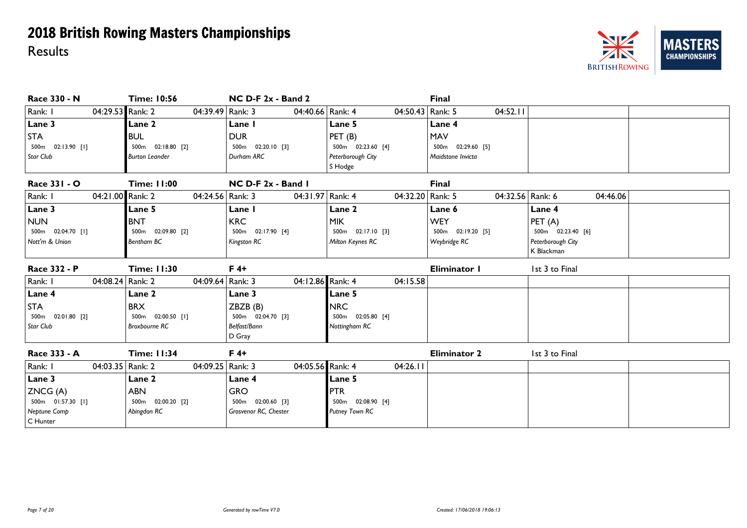# 2018 British Rowing Masters Championships

Results

**Race 330 - N** | **Time: 10:56** | **NC D-F 2x - Band 2** | **Final**

| Rank: 1 04:29.53 | Rank: 2 04:39.49 | Rank: 3 04:40.66 | Rank: 4 04:50.43 | Rank: 5 04:52.11 | | |
|---|---|---|---|---|---|---|
| **Lane 3** | **Lane 2** | **Lane 1** | **Lane 5** | **Lane 4** | | |
| STA | BUL | DUR | PET (B) | MAV | | |
| 500m 02:13.90 [1] | 500m 02:18.80 [2] | 500m 02:20.10 [3] | 500m 02:23.60 [4] | 500m 02:29.60 [5] | | |
| *Star Club* | *Burton Leander* | *Durham ARC* | *Peterborough City* | *Maidstone Invicta* | | |
| | | | S Hodge | | | |

**Race 331 - O** | **Time: 11:00** | **NC D-F 2x - Band 1** | **Final**

| Rank: 1 04:21.00 | Rank: 2 04:24.56 | Rank: 3 04:31.97 | Rank: 4 04:32.20 | Rank: 5 04:32.56 | Rank: 6 04:46.06 | |
|---|---|---|---|---|---|---|
| **Lane 3** | **Lane 5** | **Lane 1** | **Lane 2** | **Lane 6** | **Lane 4** | |
| NUN | BNT | KRC | MIK | WEY | PET (A) | |
| 500m 02:04.70 [1] | 500m 02:09.80 [2] | 500m 02:17.90 [4] | 500m 02:17.10 [3] | 500m 02:19.20 [5] | 500m 02:23.40 [6] | |
| *Nott'm & Union* | *Bentham BC* | *Kingston RC* | *Milton Keynes RC* | *Weybridge RC* | *Peterborough City* | |
| | | | | | K Blackman | |

**Race 332 - P** | **Time: 11:30** | **F 4+** | **Eliminator 1** | 1st 3 to Final

| Rank: 1 04:08.24 | Rank: 2 04:09.64 | Rank: 3 04:12.86 | Rank: 4 04:15.58 | | | |
|---|---|---|---|---|---|---|
| **Lane 4** | **Lane 2** | **Lane 3** | **Lane 5** | | | |
| STA | BRX | ZBZB (B) | NRC | | | |
| 500m 02:01.80 [2] | 500m 02:00.50 [1] | 500m 02:04.70 [3] | 500m 02:05.80 [4] | | | |
| *Star Club* | *Broxbourne RC* | *Belfast/Bann* | *Nottingham RC* | | | |
| | | D Gray | | | | |

**Race 333 - A** | **Time: 11:34** | **F 4+** | **Eliminator 2** | 1st 3 to Final

| Rank: 1 04:03.35 | Rank: 2 04:09.25 | Rank: 3 04:05.56 | Rank: 4 04:26.11 | | | |
|---|---|---|---|---|---|---|
| **Lane 3** | **Lane 2** | **Lane 4** | **Lane 5** | | | |
| ZNCG (A) | ABN | GRO | PTR | | | |
| 500m 01:57.30 [1] | 500m 02:00.20 [2] | 500m 02:00.60 [3] | 500m 02:08.90 [4] | | | |
| *Neptune Comp* | *Abingdon RC* | *Grosvenor RC, Chester* | *Putney Town RC* | | | |
| C Hunter | | | | | | |

*Generated by rowTime V7.0* *Created: 17/06/2018 19:06:13*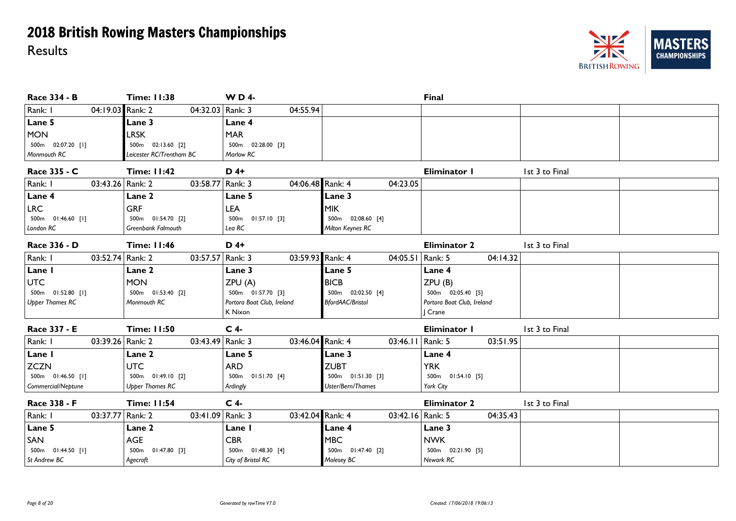# 2018 British Rowing Masters Championships

Results

**Race 334 - B** | **Time: 11:38** | **W D 4-** | **Final**

| Rank: 1 04:19.03 | Rank: 2 04:32.03 | Rank: 3 04:55.94 |
|---|---|---|
| **Lane 5** | **Lane 3** | **Lane 4** |
| MON | LRSK | MAR |
| 500m 02:07.20 [1] | 500m 02:13.60 [2] | 500m 02:28.00 [3] |
| *Monmouth RC* | *Leicester RC/Trentham BC* | *Marlow RC* |

**Race 335 - C** | **Time: 11:42** | **D 4+** | **Eliminator 1** | 1st 3 to Final

| Rank: 1 03:43.26 | Rank: 2 03:58.77 | Rank: 3 04:06.48 | Rank: 4 04:23.05 |
|---|---|---|---|
| **Lane 4** | **Lane 2** | **Lane 5** | **Lane 3** |
| LRC | GRF | LEA | MIK |
| 500m 01:46.60 [1] | 500m 01:54.70 [2] | 500m 01:57.10 [3] | 500m 02:08.60 [4] |
| *London RC* | *Greenbank Falmouth* | *Lea RC* | *Milton Keynes RC* |

**Race 336 - D** | **Time: 11:46** | **D 4+** | **Eliminator 2** | 1st 3 to Final

| Rank: 1 03:52.74 | Rank: 2 03:57.57 | Rank: 3 03:59.93 | Rank: 4 04:05.51 | Rank: 5 04:14.32 |
|---|---|---|---|---|
| **Lane 1** | **Lane 2** | **Lane 3** | **Lane 5** | **Lane 4** |
| UTC | MON | ZPU (A) | BICB | ZPU (B) |
| 500m 01:52.80 [1] | 500m 01:53.40 [2] | 500m 01:57.70 [3] | 500m 02:02.50 [4] | 500m 02:05.40 [5] |
| *Upper Thames RC* | *Monmouth RC* | *Portora Boat Club, Ireland* | *BfordAAC/Bristol* | *Portora Boat Club, Ireland* |
| | | K Nixon | | J Crane |

**Race 337 - E** | **Time: 11:50** | **C 4-** | **Eliminator 1** | 1st 3 to Final

| Rank: 1 03:39.26 | Rank: 2 03:43.49 | Rank: 3 03:46.04 | Rank: 4 03:46.11 | Rank: 5 03:51.95 |
|---|---|---|---|---|
| **Lane 1** | **Lane 2** | **Lane 5** | **Lane 3** | **Lane 4** |
| ZCZN | UTC | ARD | ZUBT | YRK |
| 500m 01:46.50 [1] | 500m 01:49.10 [2] | 500m 01:51.70 [4] | 500m 01:51.30 [3] | 500m 01:54.10 [5] |
| *Commercial/Neptune* | *Upper Thames RC* | *Ardingly* | *Uster/Bern/Thames* | *York City* |

**Race 338 - F** | **Time: 11:54** | **C 4-** | **Eliminator 2** | 1st 3 to Final

| Rank: 1 03:37.77 | Rank: 2 03:41.09 | Rank: 3 03:42.04 | Rank: 4 03:42.16 | Rank: 5 04:35.43 |
|---|---|---|---|---|
| **Lane 5** | **Lane 2** | **Lane 1** | **Lane 4** | **Lane 3** |
| SAN | AGE | CBR | MBC | NWK |
| 500m 01:44.50 [1] | 500m 01:47.80 [3] | 500m 01:48.30 [4] | 500m 01:47.40 [2] | 500m 02:21.90 [5] |
| *St Andrew BC* | *Agecroft* | *City of Bristol RC* | *Molesey BC* | *Newark RC* |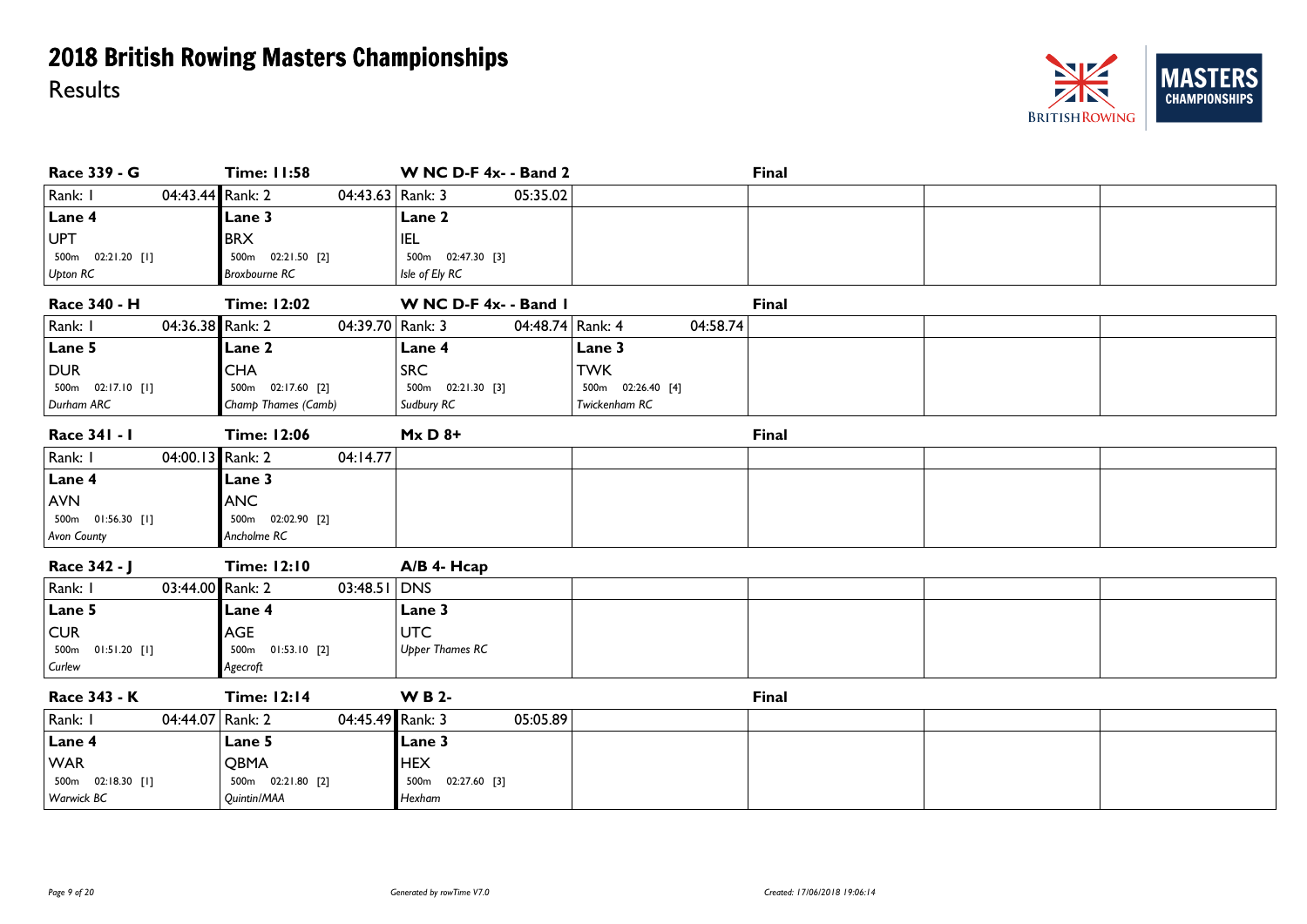# 2018 British Rowing Masters Championships

Results

**Race 339 - G** | **Time: 11:58** | **W NC D-F 4x- - Band 2** | **Final**

| | | | | | | |
|---|---|---|---|---|---|---|
| Rank: 1 04:43.44 | Rank: 2 04:43.63 | Rank: 3 05:35.02 | | | | |
| **Lane 4** | **Lane 3** | **Lane 2** | | | | |
| UPT | BRX | IEL | | | | |
| 500m 02:21.20 [1] | 500m 02:21.50 [2] | 500m 02:47.30 [3] | | | | |
| *Upton RC* | *Broxbourne RC* | *Isle of Ely RC* | | | | |

**Race 340 - H** | **Time: 12:02** | **W NC D-F 4x- - Band 1** | **Final**

| | | | | | | |
|---|---|---|---|---|---|---|
| Rank: 1 04:36.38 | Rank: 2 04:39.70 | Rank: 3 04:48.74 | Rank: 4 04:58.74 | | | |
| **Lane 5** | **Lane 2** | **Lane 4** | **Lane 3** | | | |
| DUR | CHA | SRC | TWK | | | |
| 500m 02:17.10 [1] | 500m 02:17.60 [2] | 500m 02:21.30 [3] | 500m 02:26.40 [4] | | | |
| *Durham ARC* | *Champ Thames (Camb)* | *Sudbury RC* | *Twickenham RC* | | | |

**Race 341 - I** | **Time: 12:06** | **Mx D 8+** | **Final**

| | | | | | | |
|---|---|---|---|---|---|---|
| Rank: 1 04:00.13 | Rank: 2 04:14.77 | | | | | |
| **Lane 4** | **Lane 3** | | | | | |
| AVN | ANC | | | | | |
| 500m 01:56.30 [1] | 500m 02:02.90 [2] | | | | | |
| *Avon County* | *Ancholme RC* | | | | | |

**Race 342 - J** | **Time: 12:10** | **A/B 4- Hcap**

| | | | | | | |
|---|---|---|---|---|---|---|
| Rank: 1 03:44.00 | Rank: 2 03:48.51 | DNS | | | | |
| **Lane 5** | **Lane 4** | **Lane 3** | | | | |
| CUR | AGE | UTC | | | | |
| 500m 01:51.20 [1] | 500m 01:53.10 [2] | *Upper Thames RC* | | | | |
| *Curlew* | *Agecroft* | | | | | |

**Race 343 - K** | **Time: 12:14** | **W B 2-** | **Final**

| | | | | | | |
|---|---|---|---|---|---|---|
| Rank: 1 04:44.07 | Rank: 2 04:45.49 | Rank: 3 05:05.89 | | | | |
| **Lane 4** | **Lane 5** | **Lane 3** | | | | |
| WAR | QBMA | HEX | | | | |
| 500m 02:18.30 [1] | 500m 02:21.80 [2] | 500m 02:27.60 [3] | | | | |
| *Warwick BC* | *Quintin/MAA* | *Hexham* | | | | |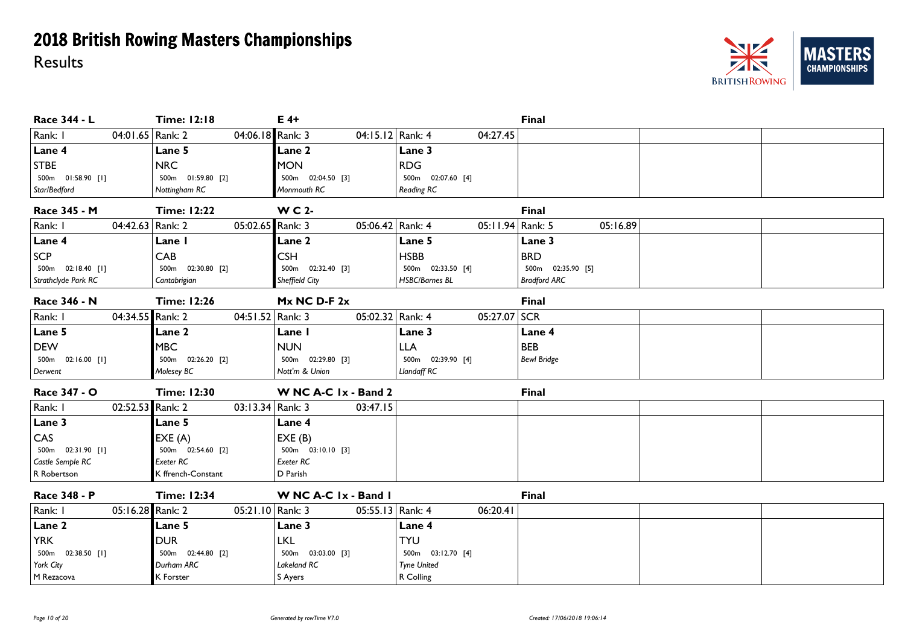# 2018 British Rowing Masters Championships

Results

## Race 344 - L | Time: 12:18 | E 4+ | Final

| | | | | | | |
|---|---|---|---|---|---|---|
| Rank: 1 04:01.65 | Rank: 2 04:06.18 | Rank: 3 04:15.12 | Rank: 4 04:27.45 | | | |
| **Lane 4** | **Lane 5** | **Lane 2** | **Lane 3** | | | |
| STBE | NRC | MON | RDG | | | |
| 500m 01:58.90 [1] | 500m 01:59.80 [2] | 500m 02:04.50 [3] | 500m 02:07.60 [4] | | | |
| *Star/Bedford* | *Nottingham RC* | *Monmouth RC* | *Reading RC* | | | |

## Race 345 - M | Time: 12:22 | W C 2- | Final

| | | | | | | |
|---|---|---|---|---|---|---|
| Rank: 1 04:42.63 | Rank: 2 05:02.65 | Rank: 3 05:06.42 | Rank: 4 05:11.94 | Rank: 5 05:16.89 | | |
| **Lane 4** | **Lane 1** | **Lane 2** | **Lane 5** | **Lane 3** | | |
| SCP | CAB | CSH | HSBB | BRD | | |
| 500m 02:18.40 [1] | 500m 02:30.80 [2] | 500m 02:32.40 [3] | 500m 02:33.50 [4] | 500m 02:35.90 [5] | | |
| *Strathclyde Park RC* | *Cantabrigian* | *Sheffield City* | *HSBC/Barnes BL* | *Bradford ARC* | | |

## Race 346 - N | Time: 12:26 | Mx NC D-F 2x | Final

| | | | | | | |
|---|---|---|---|---|---|---|
| Rank: 1 04:34.55 | Rank: 2 04:51.52 | Rank: 3 05:02.32 | Rank: 4 05:27.07 | SCR | | |
| **Lane 5** | **Lane 2** | **Lane 1** | **Lane 3** | **Lane 4** | | |
| DEW | MBC | NUN | LLA | BEB | | |
| 500m 02:16.00 [1] | 500m 02:26.20 [2] | 500m 02:29.80 [3] | 500m 02:39.90 [4] | *Bewl Bridge* | | |
| *Derwent* | *Molesey BC* | *Nott'm & Union* | *Llandaff RC* | | | |

## Race 347 - O | Time: 12:30 | W NC A-C 1x - Band 2 | Final

| | | | | | | |
|---|---|---|---|---|---|---|
| Rank: 1 02:52.53 | Rank: 2 03:13.34 | Rank: 3 03:47.15 | | | | |
| **Lane 3** | **Lane 5** | **Lane 4** | | | | |
| CAS | EXE (A) | EXE (B) | | | | |
| 500m 02:31.90 [1] | 500m 02:54.60 [2] | 500m 03:10.10 [3] | | | | |
| *Castle Semple RC* | *Exeter RC* | *Exeter RC* | | | | |
| R Robertson | K ffrench-Constant | D Parish | | | | |

## Race 348 - P | Time: 12:34 | W NC A-C 1x - Band 1 | Final

| | | | | | | |
|---|---|---|---|---|---|---|
| Rank: 1 05:16.28 | Rank: 2 05:21.10 | Rank: 3 05:55.13 | Rank: 4 06:20.41 | | | |
| **Lane 2** | **Lane 5** | **Lane 3** | **Lane 4** | | | |
| YRK | DUR | LKL | TYU | | | |
| 500m 02:38.50 [1] | 500m 02:44.80 [2] | 500m 03:03.00 [3] | 500m 03:12.70 [4] | | | |
| *York City* | *Durham ARC* | *Lakeland RC* | *Tyne United* | | | |
| M Rezacova | K Forster | S Ayers | R Colling | | | |

*Generated by rowTime V7.0*

*Created: 17/06/2018 19:06:14*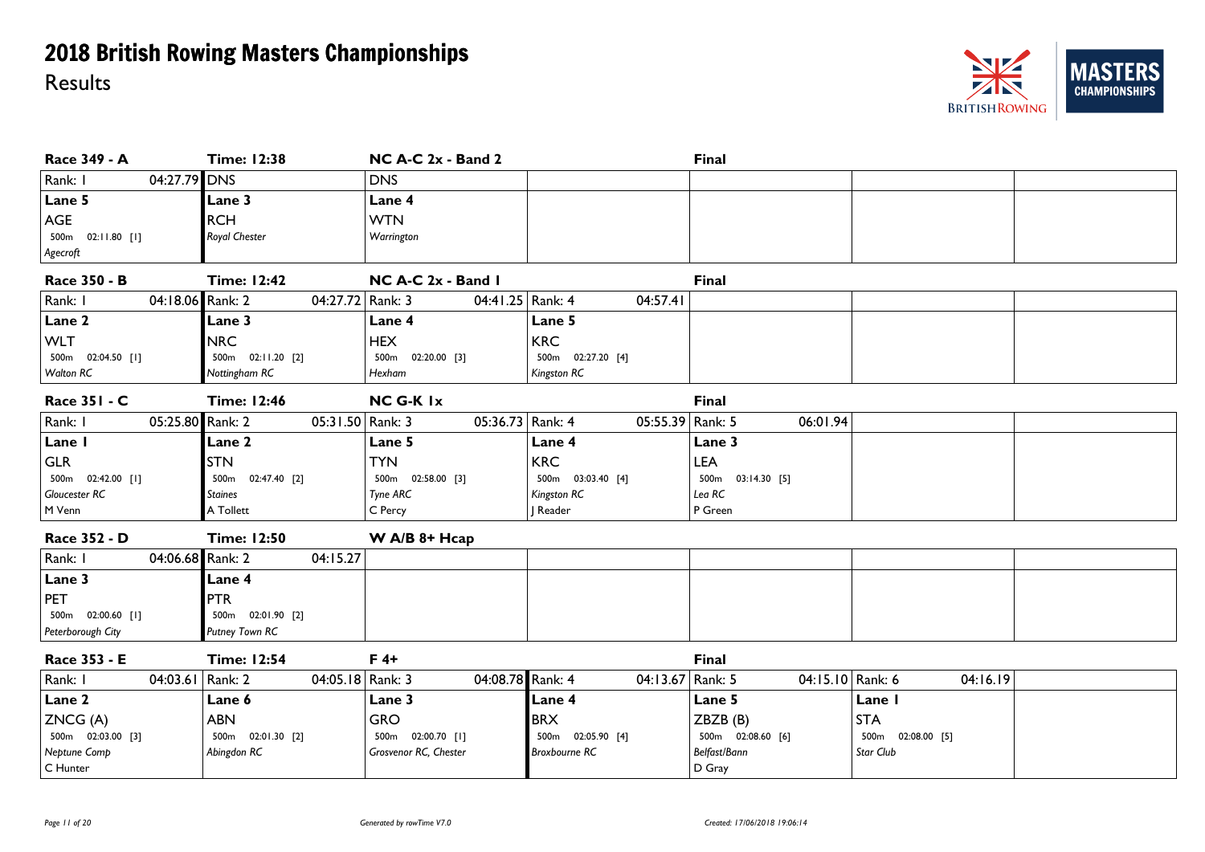# 2018 British Rowing Masters Championships

Results

### Race 349 - A | Time: 12:38 | NC A-C 2x - Band 2 | Final

| | | | | | | |
|---|---|---|---|---|---|---|
| Rank: 1 04:27.79 | DNS | DNS | | | | |
| **Lane 5** | **Lane 3** | **Lane 4** | | | | |
| AGE | RCH | WTN | | | | |
| 500m 02:11.80 [1] | *Royal Chester* | *Warrington* | | | | |
| *Agecroft* | | | | | | |

### Race 350 - B | Time: 12:42 | NC A-C 2x - Band 1 | Final

| | | | | | | |
|---|---|---|---|---|---|---|
| Rank: 1 04:18.06 | Rank: 2 04:27.72 | Rank: 3 04:41.25 | Rank: 4 04:57.41 | | | |
| **Lane 2** | **Lane 3** | **Lane 4** | **Lane 5** | | | |
| WLT | NRC | HEX | KRC | | | |
| 500m 02:04.50 [1] | 500m 02:11.20 [2] | 500m 02:20.00 [3] | 500m 02:27.20 [4] | | | |
| *Walton RC* | *Nottingham RC* | *Hexham* | *Kingston RC* | | | |

### Race 351 - C | Time: 12:46 | NC G-K 1x | Final

| | | | | | | |
|---|---|---|---|---|---|---|
| Rank: 1 05:25.80 | Rank: 2 05:31.50 | Rank: 3 05:36.73 | Rank: 4 05:55.39 | Rank: 5 06:01.94 | | |
| **Lane 1** | **Lane 2** | **Lane 5** | **Lane 4** | **Lane 3** | | |
| GLR | STN | TYN | KRC | LEA | | |
| 500m 02:42.00 [1] | 500m 02:47.40 [2] | 500m 02:58.00 [3] | 500m 03:03.40 [4] | 500m 03:14.30 [5] | | |
| *Gloucester RC* | *Staines* | *Tyne ARC* | *Kingston RC* | *Lea RC* | | |
| M Venn | A Tollett | C Percy | J Reader | P Green | | |

### Race 352 - D | Time: 12:50 | W A/B 8+ Hcap

| | | | | | | |
|---|---|---|---|---|---|---|
| Rank: 1 04:06.68 | Rank: 2 04:15.27 | | | | | |
| **Lane 3** | **Lane 4** | | | | | |
| PET | PTR | | | | | |
| 500m 02:00.60 [1] | 500m 02:01.90 [2] | | | | | |
| *Peterborough City* | *Putney Town RC* | | | | | |

### Race 353 - E | Time: 12:54 | F 4+ | Final

| | | | | | | |
|---|---|---|---|---|---|---|
| Rank: 1 04:03.61 | Rank: 2 04:05.18 | Rank: 3 04:08.78 | Rank: 4 04:13.67 | Rank: 5 04:15.10 | Rank: 6 04:16.19 | |
| **Lane 2** | **Lane 6** | **Lane 3** | **Lane 4** | **Lane 5** | **Lane 1** | |
| ZNCG (A) | ABN | GRO | BRX | ZBZB (B) | STA | |
| 500m 02:03.00 [3] | 500m 02:01.30 [2] | 500m 02:00.70 [1] | 500m 02:05.90 [4] | 500m 02:08.60 [6] | 500m 02:08.00 [5] | |
| *Neptune Comp* | *Abingdon RC* | *Grosvenor RC, Chester* | *Broxbourne RC* | *Belfast/Bann* | *Star Club* | |
| C Hunter | | | | D Gray | | |

*Generated by rowTime V7.0* *Created: 17/06/2018 19:06:14*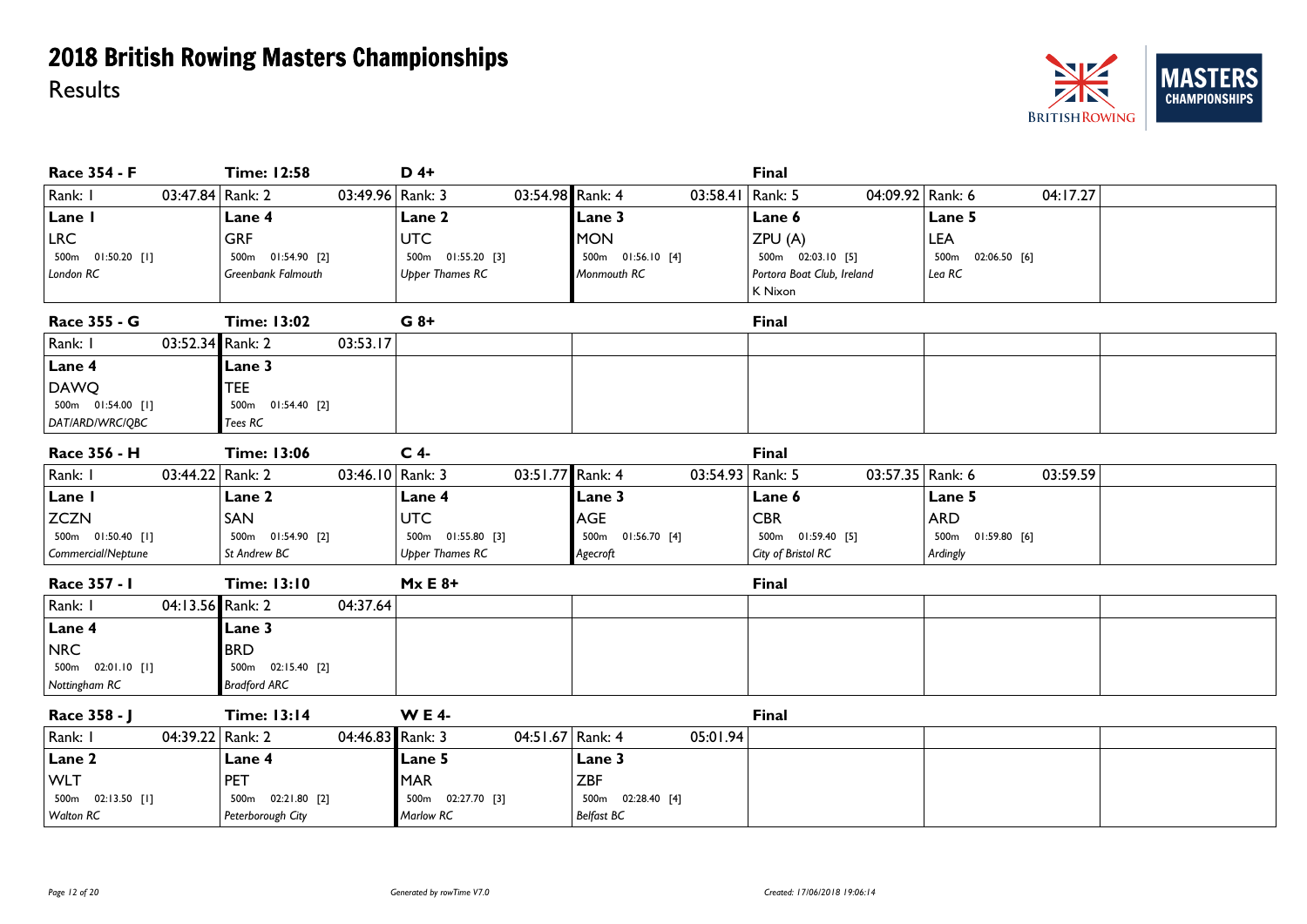# 2018 British Rowing Masters Championships

Results

| Race 354 - F | Time: 12:58 | D 4+ | | Final | |
|---|---|---|---|---|---|
| Rank: 1 03:47.84 | Rank: 2 03:49.96 | Rank: 3 03:54.98 | Rank: 4 03:58.41 | Rank: 5 04:09.92 | Rank: 6 04:17.27 |
| Lane 1 | Lane 4 | Lane 2 | Lane 3 | Lane 6 | Lane 5 |
| LRC | GRF | UTC | MON | ZPU (A) | LEA |
| 500m 01:50.20 [1] | 500m 01:54.90 [2] | 500m 01:55.20 [3] | 500m 01:56.10 [4] | 500m 02:03.10 [5] | 500m 02:06.50 [6] |
| *London RC* | *Greenbank Falmouth* | *Upper Thames RC* | *Monmouth RC* | *Portora Boat Club, Ireland* | *Lea RC* |
| | | | | K Nixon | |

| Race 355 - G | Time: 13:02 | G 8+ | | Final | |
|---|---|---|---|---|---|
| Rank: 1 03:52.34 | Rank: 2 03:53.17 | | | | |
| Lane 4 | Lane 3 | | | | |
| DAWQ | TEE | | | | |
| 500m 01:54.00 [1] | 500m 01:54.40 [2] | | | | |
| *DAT/ARD/WRC/QBC* | *Tees RC* | | | | |

| Race 356 - H | Time: 13:06 | C 4- | | Final | |
|---|---|---|---|---|---|
| Rank: 1 03:44.22 | Rank: 2 03:46.10 | Rank: 3 03:51.77 | Rank: 4 03:54.93 | Rank: 5 03:57.35 | Rank: 6 03:59.59 |
| Lane 1 | Lane 2 | Lane 4 | Lane 3 | Lane 6 | Lane 5 |
| ZCZN | SAN | UTC | AGE | CBR | ARD |
| 500m 01:50.40 [1] | 500m 01:54.90 [2] | 500m 01:55.80 [3] | 500m 01:56.70 [4] | 500m 01:59.40 [5] | 500m 01:59.80 [6] |
| *Commercial/Neptune* | *St Andrew BC* | *Upper Thames RC* | *Agecroft* | *City of Bristol RC* | *Ardingly* |

| Race 357 - I | Time: 13:10 | Mx E 8+ | | Final | |
|---|---|---|---|---|---|
| Rank: 1 04:13.56 | Rank: 2 04:37.64 | | | | |
| Lane 4 | Lane 3 | | | | |
| NRC | BRD | | | | |
| 500m 02:01.10 [1] | 500m 02:15.40 [2] | | | | |
| *Nottingham RC* | *Bradford ARC* | | | | |

| Race 358 - J | Time: 13:14 | W E 4- | | Final | |
|---|---|---|---|---|---|
| Rank: 1 04:39.22 | Rank: 2 04:46.83 | Rank: 3 04:51.67 | Rank: 4 05:01.94 | | |
| Lane 2 | Lane 4 | Lane 5 | Lane 3 | | |
| WLT | PET | MAR | ZBF | | |
| 500m 02:13.50 [1] | 500m 02:21.80 [2] | 500m 02:27.70 [3] | 500m 02:28.40 [4] | | |
| *Walton RC* | *Peterborough City* | *Marlow RC* | *Belfast BC* | | |

*Generated by rowTime V7.0*

*Created: 17/06/2018 19:06:14*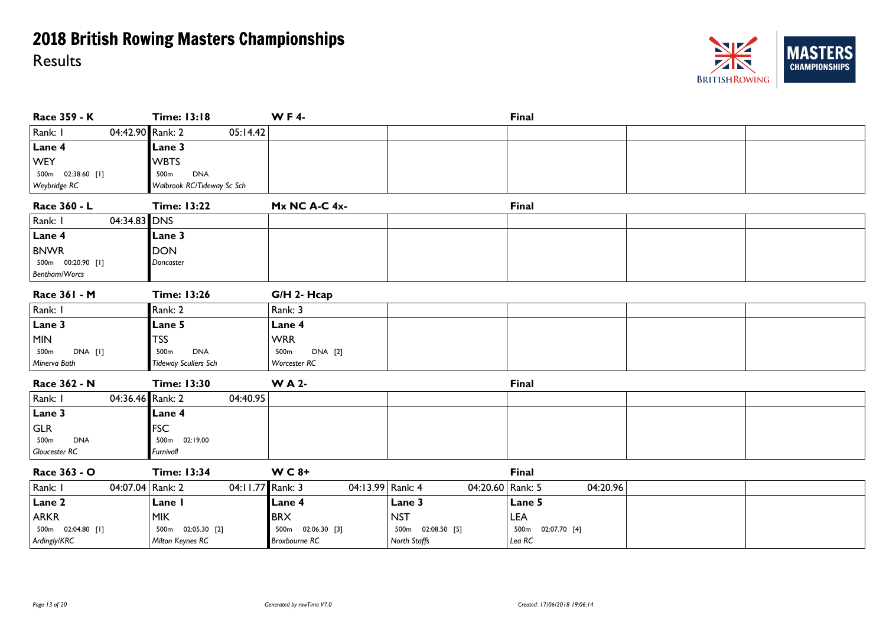# 2018 British Rowing Masters Championships

Results

**Race 359 - K** | **Time: 13:18** | **W F 4-** | **Final**

| | | | | | | |
|---|---|---|---|---|---|---|
| Rank: 1 04:42.90 | Rank: 2 05:14.42 | | | | | |
| **Lane 4** | **Lane 3** | | | | | |
| WEY | WBTS | | | | | |
| 500m 02:38.60 [1] | 500m DNA | | | | | |
| *Weybridge RC* | *Walbrook RC/Tideway Sc Sch* | | | | | |

**Race 360 - L** | **Time: 13:22** | **Mx NC A-C 4x-** | **Final**

| | | | | | | |
|---|---|---|---|---|---|---|
| Rank: 1 04:34.83 | DNS | | | | | |
| **Lane 4** | **Lane 3** | | | | | |
| BNWR | DON | | | | | |
| 500m 00:20.90 [1] | *Doncaster* | | | | | |
| *Bentham/Worcs* | | | | | | |

**Race 361 - M** | **Time: 13:26** | **G/H 2- Hcap**

| | | | | | | |
|---|---|---|---|---|---|---|
| Rank: 1 | Rank: 2 | Rank: 3 | | | | |
| **Lane 3** | **Lane 5** | **Lane 4** | | | | |
| MIN | TSS | WRR | | | | |
| 500m DNA [1] | 500m DNA | 500m DNA [2] | | | | |
| *Minerva Bath* | *Tideway Scullers Sch* | *Worcester RC* | | | | |

**Race 362 - N** | **Time: 13:30** | **W A 2-** | **Final**

| | | | | | | |
|---|---|---|---|---|---|---|
| Rank: 1 04:36.46 | Rank: 2 04:40.95 | | | | | |
| **Lane 3** | **Lane 4** | | | | | |
| GLR | FSC | | | | | |
| 500m DNA | 500m 02:19.00 | | | | | |
| *Gloucester RC* | *Furnivall* | | | | | |

**Race 363 - O** | **Time: 13:34** | **W C 8+** | **Final**

| | | | | | | |
|---|---|---|---|---|---|---|
| Rank: 1 04:07.04 | Rank: 2 04:11.77 | Rank: 3 04:13.99 | Rank: 4 04:20.60 | Rank: 5 04:20.96 | | |
| **Lane 2** | **Lane 1** | **Lane 4** | **Lane 3** | **Lane 5** | | |
| ARKR | MIK | BRX | NST | LEA | | |
| 500m 02:04.80 [1] | 500m 02:05.30 [2] | 500m 02:06.30 [3] | 500m 02:08.50 [5] | 500m 02:07.70 [4] | | |
| *Ardingly/KRC* | *Milton Keynes RC* | *Broxbourne RC* | *North Staffs* | *Lea RC* | | |

*Generated by rowTime V7.0* *Created: 17/06/2018 19:06:14*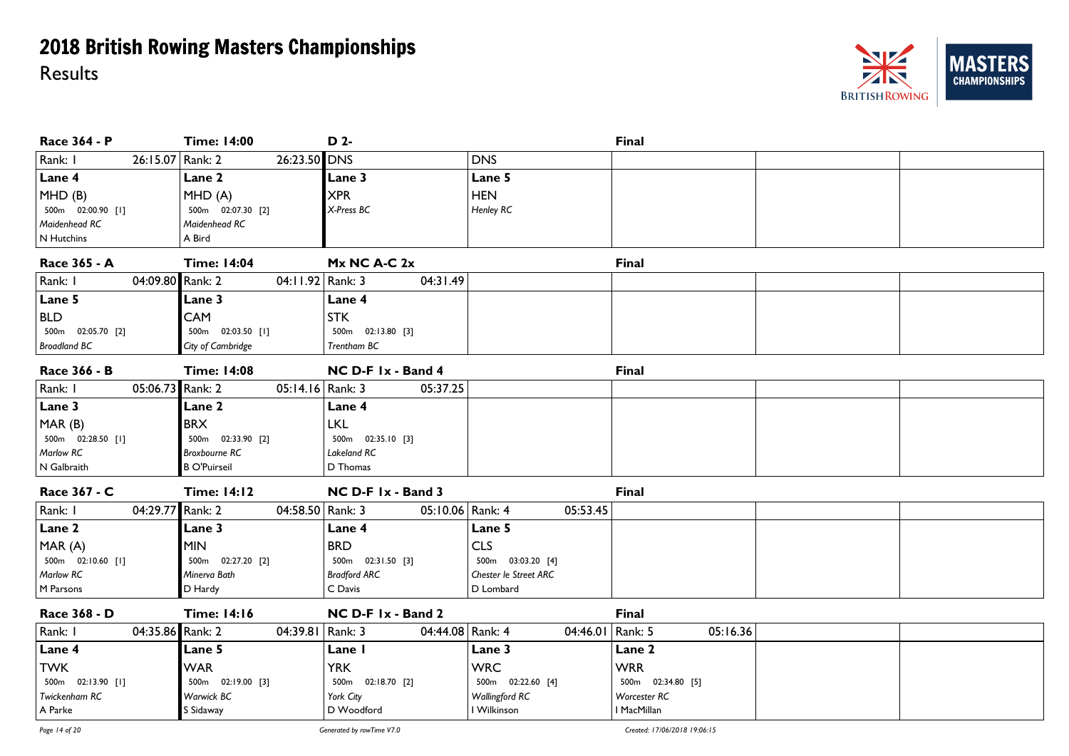# 2018 British Rowing Masters Championships

Results

### Race 364 - P | Time: 14:00 | D 2- | Final

| | | | | | | |
|---|---|---|---|---|---|---|
| Rank: 1 26:15.07 | Rank: 2 26:23.50 | DNS | DNS | | | |
| **Lane 4** | **Lane 2** | **Lane 3** | **Lane 5** | | | |
| MHD (B) | MHD (A) | XPR | HEN | | | |
| 500m 02:00.90 [1] | 500m 02:07.30 [2] | *X-Press BC* | *Henley RC* | | | |
| *Maidenhead RC* | *Maidenhead RC* | | | | | |
| N Hutchins | A Bird | | | | | |

### Race 365 - A | Time: 14:04 | Mx NC A-C 2x | Final

| | | | | | | |
|---|---|---|---|---|---|---|
| Rank: 1 04:09.80 | Rank: 2 04:11.92 | Rank: 3 04:31.49 | | | | |
| **Lane 5** | **Lane 3** | **Lane 4** | | | | |
| BLD | CAM | STK | | | | |
| 500m 02:05.70 [2] | 500m 02:03.50 [1] | 500m 02:13.80 [3] | | | | |
| *Broadland BC* | *City of Cambridge* | *Trentham BC* | | | | |

### Race 366 - B | Time: 14:08 | NC D-F 1x - Band 4 | Final

| | | | | | | |
|---|---|---|---|---|---|---|
| Rank: 1 05:06.73 | Rank: 2 05:14.16 | Rank: 3 05:37.25 | | | | |
| **Lane 3** | **Lane 2** | **Lane 4** | | | | |
| MAR (B) | BRX | LKL | | | | |
| 500m 02:28.50 [1] | 500m 02:33.90 [2] | 500m 02:35.10 [3] | | | | |
| *Marlow RC* | *Broxbourne RC* | *Lakeland RC* | | | | |
| N Galbraith | B O'Puirseil | D Thomas | | | | |

### Race 367 - C | Time: 14:12 | NC D-F 1x - Band 3 | Final

| | | | | | | |
|---|---|---|---|---|---|---|
| Rank: 1 04:29.77 | Rank: 2 04:58.50 | Rank: 3 05:10.06 | Rank: 4 05:53.45 | | | |
| **Lane 2** | **Lane 3** | **Lane 4** | **Lane 5** | | | |
| MAR (A) | MIN | BRD | CLS | | | |
| 500m 02:10.60 [1] | 500m 02:27.20 [2] | 500m 02:31.50 [3] | 500m 03:03.20 [4] | | | |
| *Marlow RC* | *Minerva Bath* | *Bradford ARC* | *Chester le Street ARC* | | | |
| M Parsons | D Hardy | C Davis | D Lombard | | | |

### Race 368 - D | Time: 14:16 | NC D-F 1x - Band 2 | Final

| | | | | | | |
|---|---|---|---|---|---|---|
| Rank: 1 04:35.86 | Rank: 2 04:39.81 | Rank: 3 04:44.08 | Rank: 4 04:46.01 | Rank: 5 05:16.36 | | |
| **Lane 4** | **Lane 5** | **Lane 1** | **Lane 3** | **Lane 2** | | |
| TWK | WAR | YRK | WRC | WRR | | |
| 500m 02:13.90 [1] | 500m 02:19.00 [3] | 500m 02:18.70 [2] | 500m 02:22.60 [4] | 500m 02:34.80 [5] | | |
| *Twickenham RC* | *Warwick BC* | *York City* | *Wallingford RC* | *Worcester RC* | | |
| A Parke | S Sidaway | D Woodford | I Wilkinson | I MacMillan | | |

*Generated by rowTime V7.0* | *Created: 17/06/2018 19:06:15*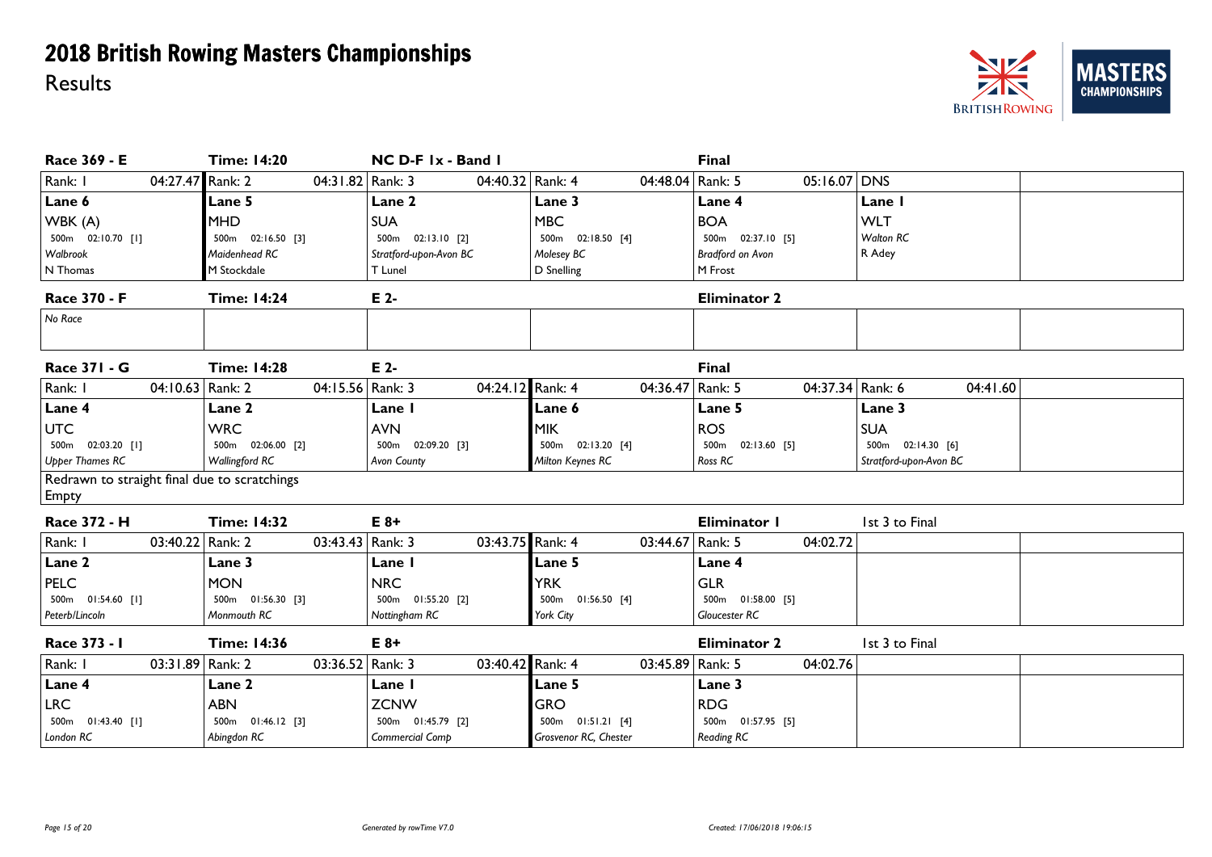# 2018 British Rowing Masters Championships

Results

### Race 369 - E | Time: 14:20 | NC D-F 1x - Band 1 | Final

| Rank: 1 04:27.47 | Rank: 2 04:31.82 | Rank: 3 04:40.32 | Rank: 4 04:48.04 | Rank: 5 05:16.07 | DNS |
|---|---|---|---|---|---|
| **Lane 6** | **Lane 5** | **Lane 2** | **Lane 3** | **Lane 4** | **Lane 1** |
| WBK (A) | MHD | SUA | MBC | BOA | WLT |
| 500m 02:10.70 [1] | 500m 02:16.50 [3] | 500m 02:13.10 [2] | 500m 02:18.50 [4] | 500m 02:37.10 [5] | *Walton RC* |
| *Walbrook* | *Maidenhead RC* | *Stratford-upon-Avon BC* | *Molesey BC* | *Bradford on Avon* | R Adey |
| N Thomas | M Stockdale | T Lunel | D Snelling | M Frost | |

### Race 370 - F | Time: 14:24 | E 2- | Eliminator 2

*No Race*

### Race 371 - G | Time: 14:28 | E 2- | Final

| Rank: 1 04:10.63 | Rank: 2 04:15.56 | Rank: 3 04:24.12 | Rank: 4 04:36.47 | Rank: 5 04:37.34 | Rank: 6 04:41.60 |
|---|---|---|---|---|---|
| **Lane 4** | **Lane 2** | **Lane 1** | **Lane 6** | **Lane 5** | **Lane 3** |
| UTC | WRC | AVN | MIK | ROS | SUA |
| 500m 02:03.20 [1] | 500m 02:06.00 [2] | 500m 02:09.20 [3] | 500m 02:13.20 [4] | 500m 02:13.60 [5] | 500m 02:14.30 [6] |
| *Upper Thames RC* | *Wallingford RC* | *Avon County* | *Milton Keynes RC* | *Ross RC* | *Stratford-upon-Avon BC* |

Redrawn to straight final due to scratchings
Empty

### Race 372 - H | Time: 14:32 | E 8+ | Eliminator 1 | 1st 3 to Final

| Rank: 1 03:40.22 | Rank: 2 03:43.43 | Rank: 3 03:43.75 | Rank: 4 03:44.67 | Rank: 5 04:02.72 |
|---|---|---|---|---|
| **Lane 2** | **Lane 3** | **Lane 1** | **Lane 5** | **Lane 4** |
| PELC | MON | NRC | YRK | GLR |
| 500m 01:54.60 [1] | 500m 01:56.30 [3] | 500m 01:55.20 [2] | 500m 01:56.50 [4] | 500m 01:58.00 [5] |
| *Peterb/Lincoln* | *Monmouth RC* | *Nottingham RC* | *York City* | *Gloucester RC* |

### Race 373 - I | Time: 14:36 | E 8+ | Eliminator 2 | 1st 3 to Final

| Rank: 1 03:31.89 | Rank: 2 03:36.52 | Rank: 3 03:40.42 | Rank: 4 03:45.89 | Rank: 5 04:02.76 |
|---|---|---|---|---|
| **Lane 4** | **Lane 2** | **Lane 1** | **Lane 5** | **Lane 3** |
| LRC | ABN | ZCNW | GRO | RDG |
| 500m 01:43.40 [1] | 500m 01:46.12 [3] | 500m 01:45.79 [2] | 500m 01:51.21 [4] | 500m 01:57.95 [5] |
| *London RC* | *Abingdon RC* | *Commercial Comp* | *Grosvenor RC, Chester* | *Reading RC* |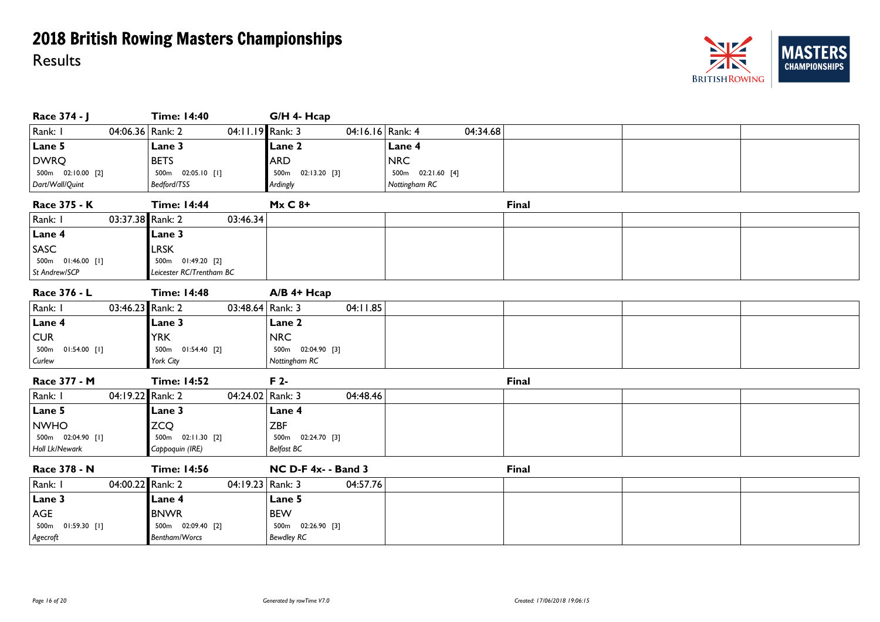# 2018 British Rowing Masters Championships

Results

**Race 374 - J** **Time: 14:40** **G/H 4- Hcap**

| | | | | | | |
|---|---|---|---|---|---|---|
| Rank: 1 04:06.36 | Rank: 2 04:11.19 | Rank: 3 04:16.16 | Rank: 4 04:34.68 | | | |
| **Lane 5** | **Lane 3** | **Lane 2** | **Lane 4** | | | |
| DWRQ | BETS | ARD | NRC | | | |
| 500m 02:10.00 [2] | 500m 02:05.10 [1] | 500m 02:13.20 [3] | 500m 02:21.60 [4] | | | |
| *Dart/Wall/Quint* | *Bedford/TSS* | *Ardingly* | *Nottingham RC* | | | |

**Race 375 - K** **Time: 14:44** **Mx C 8+** **Final**

| | | | | | | |
|---|---|---|---|---|---|---|
| Rank: 1 03:37.38 | Rank: 2 03:46.34 | | | | | |
| **Lane 4** | **Lane 3** | | | | | |
| SASC | LRSK | | | | | |
| 500m 01:46.00 [1] | 500m 01:49.20 [2] | | | | | |
| *St Andrew/SCP* | *Leicester RC/Trentham BC* | | | | | |

**Race 376 - L** **Time: 14:48** **A/B 4+ Hcap**

| | | | | | | |
|---|---|---|---|---|---|---|
| Rank: 1 03:46.23 | Rank: 2 03:48.64 | Rank: 3 04:11.85 | | | | |
| **Lane 4** | **Lane 3** | **Lane 2** | | | | |
| CUR | YRK | NRC | | | | |
| 500m 01:54.00 [1] | 500m 01:54.40 [2] | 500m 02:04.90 [3] | | | | |
| *Curlew* | *York City* | *Nottingham RC* | | | | |

**Race 377 - M** **Time: 14:52** **F 2-** **Final**

| | | | | | | |
|---|---|---|---|---|---|---|
| Rank: 1 04:19.22 | Rank: 2 04:24.02 | Rank: 3 04:48.46 | | | | |
| **Lane 5** | **Lane 3** | **Lane 4** | | | | |
| NWHO | ZCQ | ZBF | | | | |
| 500m 02:04.90 [1] | 500m 02:11.30 [2] | 500m 02:24.70 [3] | | | | |
| *Holl Lk/Newark* | *Cappoquin (IRE)* | *Belfast BC* | | | | |

**Race 378 - N** **Time: 14:56** **NC D-F 4x- - Band 3** **Final**

| | | | | | | |
|---|---|---|---|---|---|---|
| Rank: 1 04:00.22 | Rank: 2 04:19.23 | Rank: 3 04:57.76 | | | | |
| **Lane 3** | **Lane 4** | **Lane 5** | | | | |
| AGE | BNWR | BEW | | | | |
| 500m 01:59.30 [1] | 500m 02:09.40 [2] | 500m 02:26.90 [3] | | | | |
| *Agecroft* | *Bentham/Worcs* | *Bewdley RC* | | | | |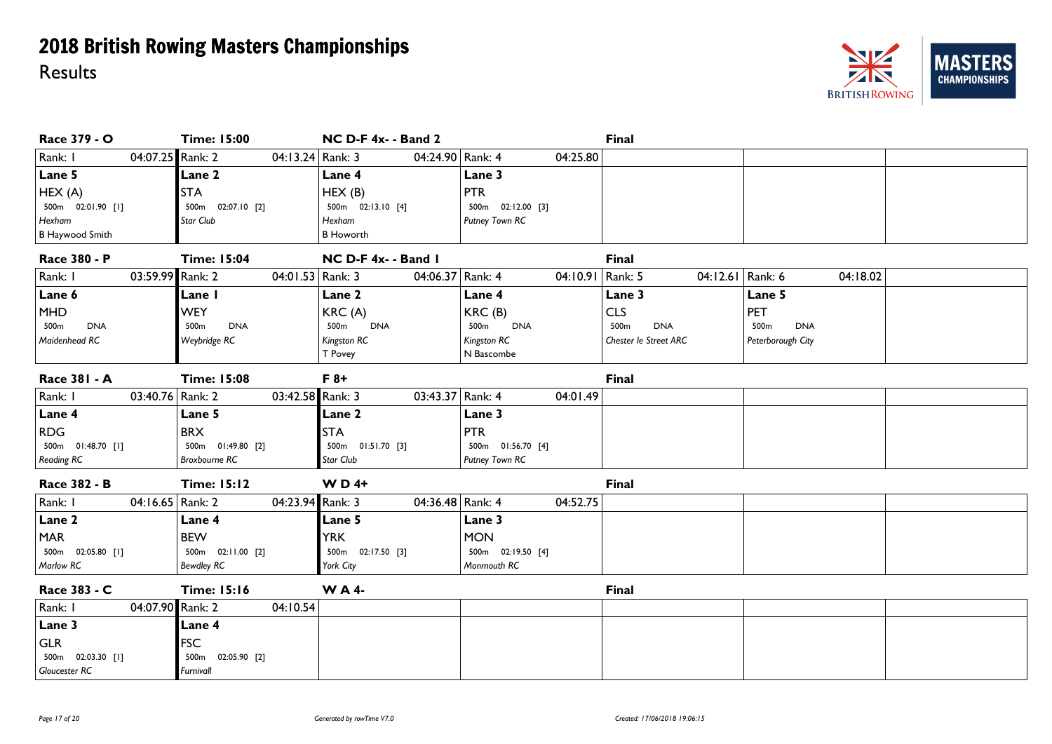# 2018 British Rowing Masters Championships

Results

## Race 379 - O | Time: 15:00 | NC D-F 4x- - Band 2 | Final

| Rank: 1 04:07.25 | Rank: 2 04:13.24 | Rank: 3 04:24.90 | Rank: 4 04:25.80 |
|---|---|---|---|
| **Lane 5** | **Lane 2** | **Lane 4** | **Lane 3** |
| HEX (A) | STA | HEX (B) | PTR |
| 500m 02:01.90 [1] | 500m 02:07.10 [2] | 500m 02:13.10 [4] | 500m 02:12.00 [3] |
| *Hexham* | *Star Club* | *Hexham* | *Putney Town RC* |
| B Haywood Smith | | B Howorth | |

## Race 380 - P | Time: 15:04 | NC D-F 4x- - Band 1 | Final

| Rank: 1 03:59.99 | Rank: 2 04:01.53 | Rank: 3 04:06.37 | Rank: 4 04:10.91 | Rank: 5 04:12.61 | Rank: 6 04:18.02 |
|---|---|---|---|---|---|
| **Lane 6** | **Lane 1** | **Lane 2** | **Lane 4** | **Lane 3** | **Lane 5** |
| MHD | WEY | KRC (A) | KRC (B) | CLS | PET |
| 500m DNA | 500m DNA | 500m DNA | 500m DNA | 500m DNA | 500m DNA |
| *Maidenhead RC* | *Weybridge RC* | *Kingston RC* | *Kingston RC* | *Chester le Street ARC* | *Peterborough City* |
| | | T Povey | N Bascombe | | |

## Race 381 - A | Time: 15:08 | F 8+ | Final

| Rank: 1 03:40.76 | Rank: 2 03:42.58 | Rank: 3 03:43.37 | Rank: 4 04:01.49 |
|---|---|---|---|
| **Lane 4** | **Lane 5** | **Lane 2** | **Lane 3** |
| RDG | BRX | STA | PTR |
| 500m 01:48.70 [1] | 500m 01:49.80 [2] | 500m 01:51.70 [3] | 500m 01:56.70 [4] |
| *Reading RC* | *Broxbourne RC* | *Star Club* | *Putney Town RC* |

## Race 382 - B | Time: 15:12 | W D 4+ | Final

| Rank: 1 04:16.65 | Rank: 2 04:23.94 | Rank: 3 04:36.48 | Rank: 4 04:52.75 |
|---|---|---|---|
| **Lane 2** | **Lane 4** | **Lane 5** | **Lane 3** |
| MAR | BEW | YRK | MON |
| 500m 02:05.80 [1] | 500m 02:11.00 [2] | 500m 02:17.50 [3] | 500m 02:19.50 [4] |
| *Marlow RC* | *Bewdley RC* | *York City* | *Monmouth RC* |

## Race 383 - C | Time: 15:16 | W A 4- | Final

| Rank: 1 04:07.90 | Rank: 2 04:10.54 |
|---|---|
| **Lane 3** | **Lane 4** |
| GLR | FSC |
| 500m 02:03.30 [1] | 500m 02:05.90 [2] |
| *Gloucester RC* | *Furnivall* |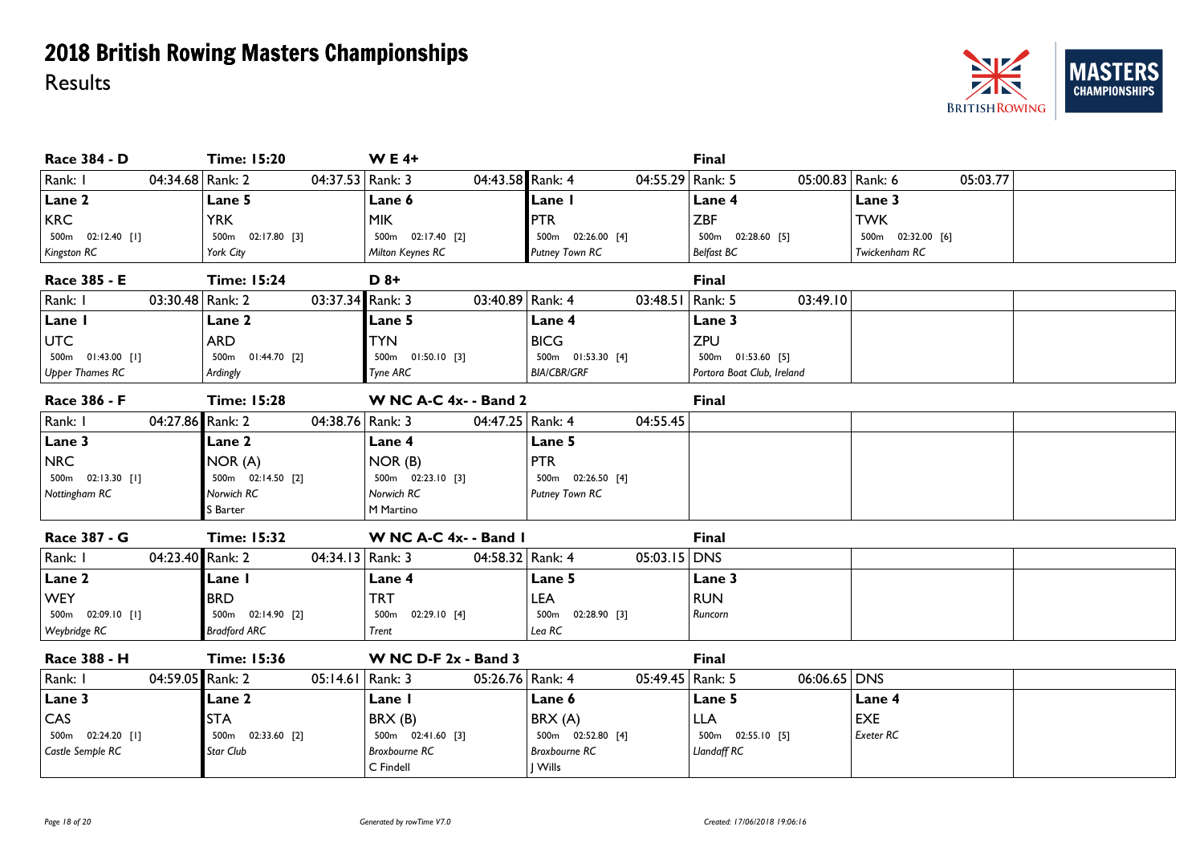# 2018 British Rowing Masters Championships

Results

**Race 384 - D** | **Time: 15:20** | **W E 4+** | **Final**

| | | | | | |
|---|---|---|---|---|---|
| Rank: 1 04:34.68 | Rank: 2 04:37.53 | Rank: 3 04:43.58 | Rank: 4 04:55.29 | Rank: 5 05:00.83 | Rank: 6 05:03.77 |
| **Lane 2** | **Lane 5** | **Lane 6** | **Lane 1** | **Lane 4** | **Lane 3** |
| KRC | YRK | MIK | PTR | ZBF | TWK |
| 500m 02:12.40 [1] | 500m 02:17.80 [3] | 500m 02:17.40 [2] | 500m 02:26.00 [4] | 500m 02:28.60 [5] | 500m 02:32.00 [6] |
| *Kingston RC* | *York City* | *Milton Keynes RC* | *Putney Town RC* | *Belfast BC* | *Twickenham RC* |

**Race 385 - E** | **Time: 15:24** | **D 8+** | **Final**

| | | | | |
|---|---|---|---|---|
| Rank: 1 03:30.48 | Rank: 2 03:37.34 | Rank: 3 03:40.89 | Rank: 4 03:48.51 | Rank: 5 03:49.10 |
| **Lane 1** | **Lane 2** | **Lane 5** | **Lane 4** | **Lane 3** |
| UTC | ARD | TYN | BICG | ZPU |
| 500m 01:43.00 [1] | 500m 01:44.70 [2] | 500m 01:50.10 [3] | 500m 01:53.30 [4] | 500m 01:53.60 [5] |
| *Upper Thames RC* | *Ardingly* | *Tyne ARC* | *BIA/CBR/GRF* | *Portora Boat Club, Ireland* |

**Race 386 - F** | **Time: 15:28** | **W NC A-C 4x- - Band 2** | **Final**

| | | | |
|---|---|---|---|
| Rank: 1 04:27.86 | Rank: 2 04:38.76 | Rank: 3 04:47.25 | Rank: 4 04:55.45 |
| **Lane 3** | **Lane 2** | **Lane 4** | **Lane 5** |
| NRC | NOR (A) | NOR (B) | PTR |
| 500m 02:13.30 [1] | 500m 02:14.50 [2] | 500m 02:23.10 [3] | 500m 02:26.50 [4] |
| *Nottingham RC* | *Norwich RC* | *Norwich RC* | *Putney Town RC* |
| | S Barter | M Martino | |

**Race 387 - G** | **Time: 15:32** | **W NC A-C 4x- - Band 1** | **Final**

| | | | | |
|---|---|---|---|---|
| Rank: 1 04:23.40 | Rank: 2 04:34.13 | Rank: 3 04:58.32 | Rank: 4 05:03.15 | DNS |
| **Lane 2** | **Lane 1** | **Lane 4** | **Lane 5** | **Lane 3** |
| WEY | BRD | TRT | LEA | RUN |
| 500m 02:09.10 [1] | 500m 02:14.90 [2] | 500m 02:29.10 [4] | 500m 02:28.90 [3] | *Runcorn* |
| *Weybridge RC* | *Bradford ARC* | *Trent* | *Lea RC* | |

**Race 388 - H** | **Time: 15:36** | **W NC D-F 2x - Band 3** | **Final**

| | | | | | |
|---|---|---|---|---|---|
| Rank: 1 04:59.05 | Rank: 2 05:14.61 | Rank: 3 05:26.76 | Rank: 4 05:49.45 | Rank: 5 06:06.65 | DNS |
| **Lane 3** | **Lane 2** | **Lane 1** | **Lane 6** | **Lane 5** | **Lane 4** |
| CAS | STA | BRX (B) | BRX (A) | LLA | EXE |
| 500m 02:24.20 [1] | 500m 02:33.60 [2] | 500m 02:41.60 [3] | 500m 02:52.80 [4] | 500m 02:55.10 [5] | *Exeter RC* |
| *Castle Semple RC* | *Star Club* | *Broxbourne RC* | *Broxbourne RC* | *Llandaff RC* | |
| | | C Findell | J Wills | | |

*Generated by rowTime V7.0* | *Created: 17/06/2018 19:06:16*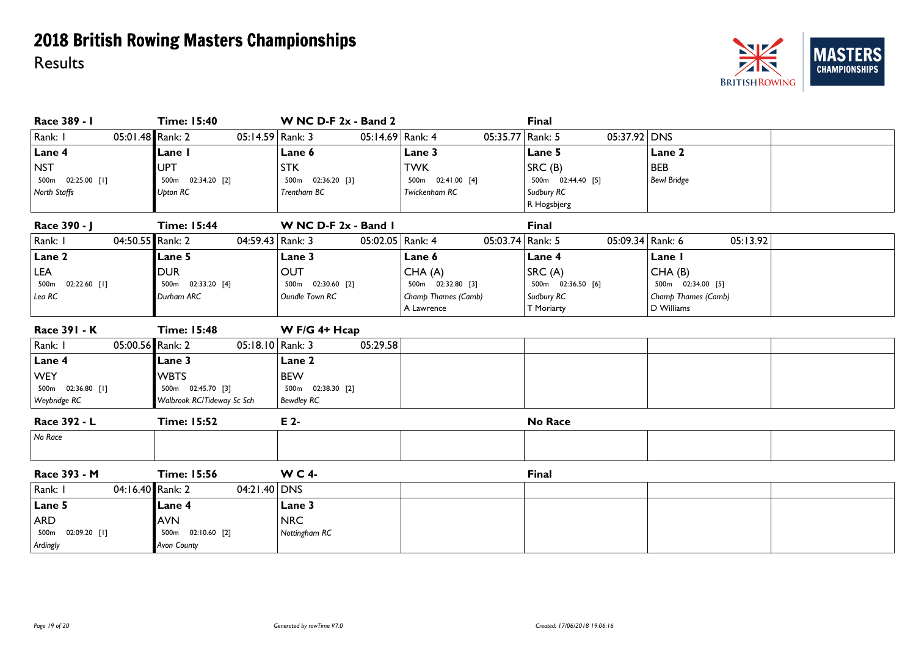# 2018 British Rowing Masters Championships

Results

| Race 389 - I | Time: 15:40 | W NC D-F 2x - Band 2 | | Final | | |
|---|---|---|---|---|---|---|
| Rank: 1 05:01.48 | Rank: 2 05:14.59 | Rank: 3 05:14.69 | Rank: 4 05:35.77 | Rank: 5 05:37.92 | DNS | |
| Lane 4 | Lane 1 | Lane 6 | Lane 3 | Lane 5 | Lane 2 | |
| NST | UPT | STK | TWK | SRC (B) | BEB | |
| 500m 02:25.00 [1] | 500m 02:34.20 [2] | 500m 02:36.20 [3] | 500m 02:41.00 [4] | 500m 02:44.40 [5] | *Bewl Bridge* | |
| *North Staffs* | *Upton RC* | *Trentham BC* | *Twickenham RC* | *Sudbury RC* | | |
| | | | | R Hogsbjerg | | |

| Race 390 - J | Time: 15:44 | W NC D-F 2x - Band 1 | | Final | | |
|---|---|---|---|---|---|---|
| Rank: 1 04:50.55 | Rank: 2 04:59.43 | Rank: 3 05:02.05 | Rank: 4 05:03.74 | Rank: 5 05:09.34 | Rank: 6 05:13.92 | |
| Lane 2 | Lane 5 | Lane 3 | Lane 6 | Lane 4 | Lane 1 | |
| LEA | DUR | OUT | CHA (A) | SRC (A) | CHA (B) | |
| 500m 02:22.60 [1] | 500m 02:33.20 [4] | 500m 02:30.60 [2] | 500m 02:32.80 [3] | 500m 02:36.50 [6] | 500m 02:34.00 [5] | |
| *Lea RC* | *Durham ARC* | *Oundle Town RC* | *Champ Thames (Camb)* | *Sudbury RC* | *Champ Thames (Camb)* | |
| | | | A Lawrence | T Moriarty | D Williams | |

| Race 391 - K | Time: 15:48 | W F/G 4+ Hcap | | | | |
|---|---|---|---|---|---|---|
| Rank: 1 05:00.56 | Rank: 2 05:18.10 | Rank: 3 05:29.58 | | | | |
| Lane 4 | Lane 3 | Lane 2 | | | | |
| WEY | WBTS | BEW | | | | |
| 500m 02:36.80 [1] | 500m 02:45.70 [3] | 500m 02:38.30 [2] | | | | |
| *Weybridge RC* | *Walbrook RC/Tideway Sc Sch* | *Bewdley RC* | | | | |

| Race 392 - L | Time: 15:52 | E 2- | | No Race | | |
|---|---|---|---|---|---|---|
| *No Race* | | | | | | |

| Race 393 - M | Time: 15:56 | W C 4- | | Final | | |
|---|---|---|---|---|---|---|
| Rank: 1 04:16.40 | Rank: 2 04:21.40 | DNS | | | | |
| Lane 5 | Lane 4 | Lane 3 | | | | |
| ARD | AVN | NRC | | | | |
| 500m 02:09.20 [1] | 500m 02:10.60 [2] | *Nottingham RC* | | | | |
| *Ardingly* | *Avon County* | | | | | |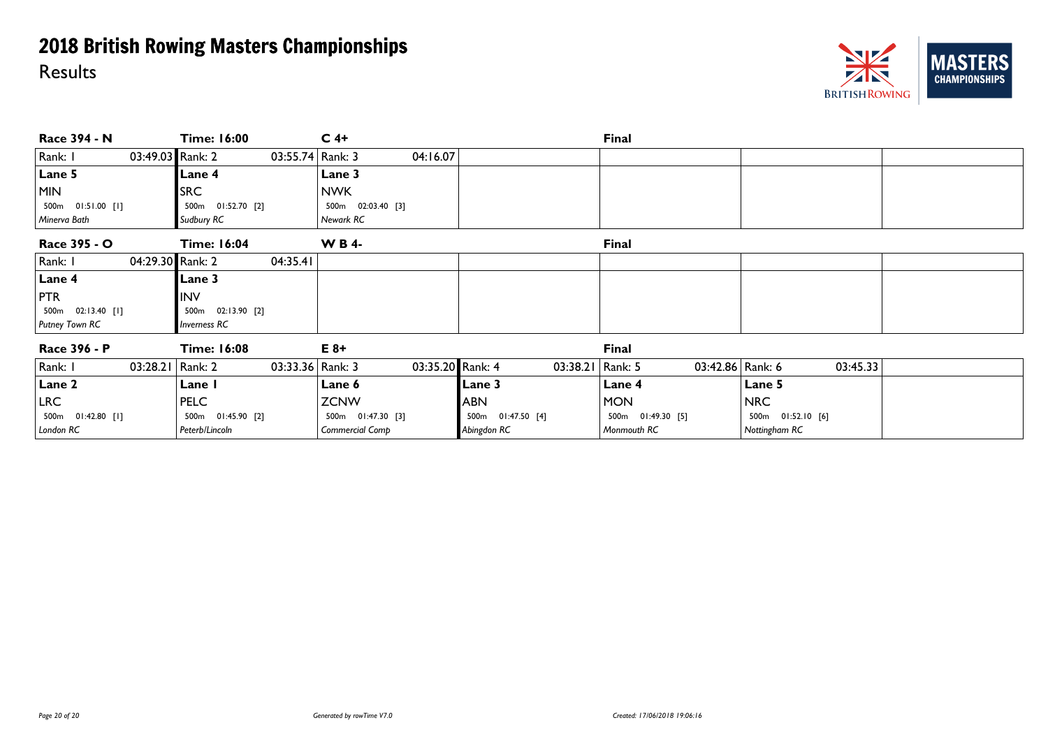# 2018 British Rowing Masters Championships

Results

**Race 394 - N** | **Time: 16:00** | **C 4+** | **Final**

| | | |
|---|---|---|
| Rank: 1 03:49.03 | Rank: 2 03:55.74 | Rank: 3 04:16.07 |
| **Lane 5** | **Lane 4** | **Lane 3** |
| MIN | SRC | NWK |
| 500m 01:51.00 [1] | 500m 01:52.70 [2] | 500m 02:03.40 [3] |
| *Minerva Bath* | *Sudbury RC* | *Newark RC* |

**Race 395 - O** | **Time: 16:04** | **W B 4-** | **Final**

| | |
|---|---|
| Rank: 1 04:29.30 | Rank: 2 04:35.41 |
| **Lane 4** | **Lane 3** |
| PTR | INV |
| 500m 02:13.40 [1] | 500m 02:13.90 [2] |
| *Putney Town RC* | *Inverness RC* |

**Race 396 - P** | **Time: 16:08** | **E 8+** | **Final**

| | | | | | |
|---|---|---|---|---|---|
| Rank: 1 03:28.21 | Rank: 2 03:33.36 | Rank: 3 03:35.20 | Rank: 4 03:38.21 | Rank: 5 03:42.86 | Rank: 6 03:45.33 |
| **Lane 2** | **Lane 1** | **Lane 6** | **Lane 3** | **Lane 4** | **Lane 5** |
| LRC | PELC | ZCNW | ABN | MON | NRC |
| 500m 01:42.80 [1] | 500m 01:45.90 [2] | 500m 01:47.30 [3] | 500m 01:47.50 [4] | 500m 01:49.30 [5] | 500m 01:52.10 [6] |
| *London RC* | *Peterb/Lincoln* | *Commercial Comp* | *Abingdon RC* | *Monmouth RC* | *Nottingham RC* |

*Generated by rowTime V7.0* | *Created: 17/06/2018 19:06:16*